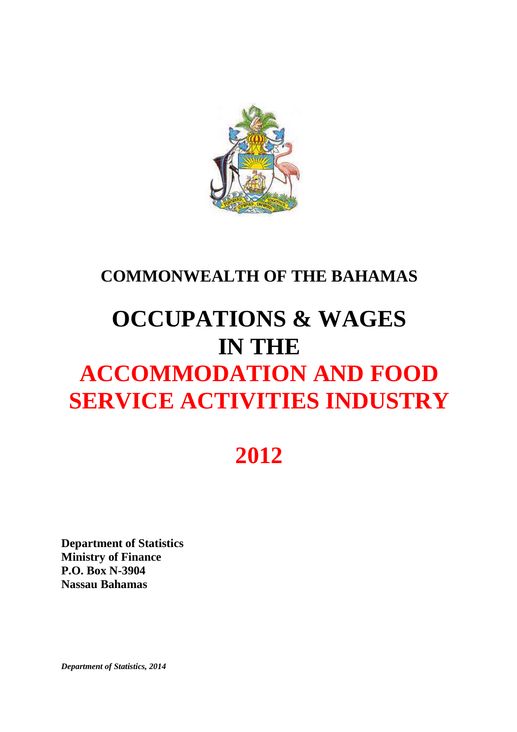# COMMONWEALTH OF THE BAHAMAS

# OCCUPATIONS & WAGES IN THE ACCOMMODATION AND FOOD SERVICE ACTIVITIES INDUSTRY

# 2012

**Department of Statistics**
**Ministry of Finance**
**P.O. Box N-3904**
**Nassau Bahamas**

***Department of Statistics, 2014***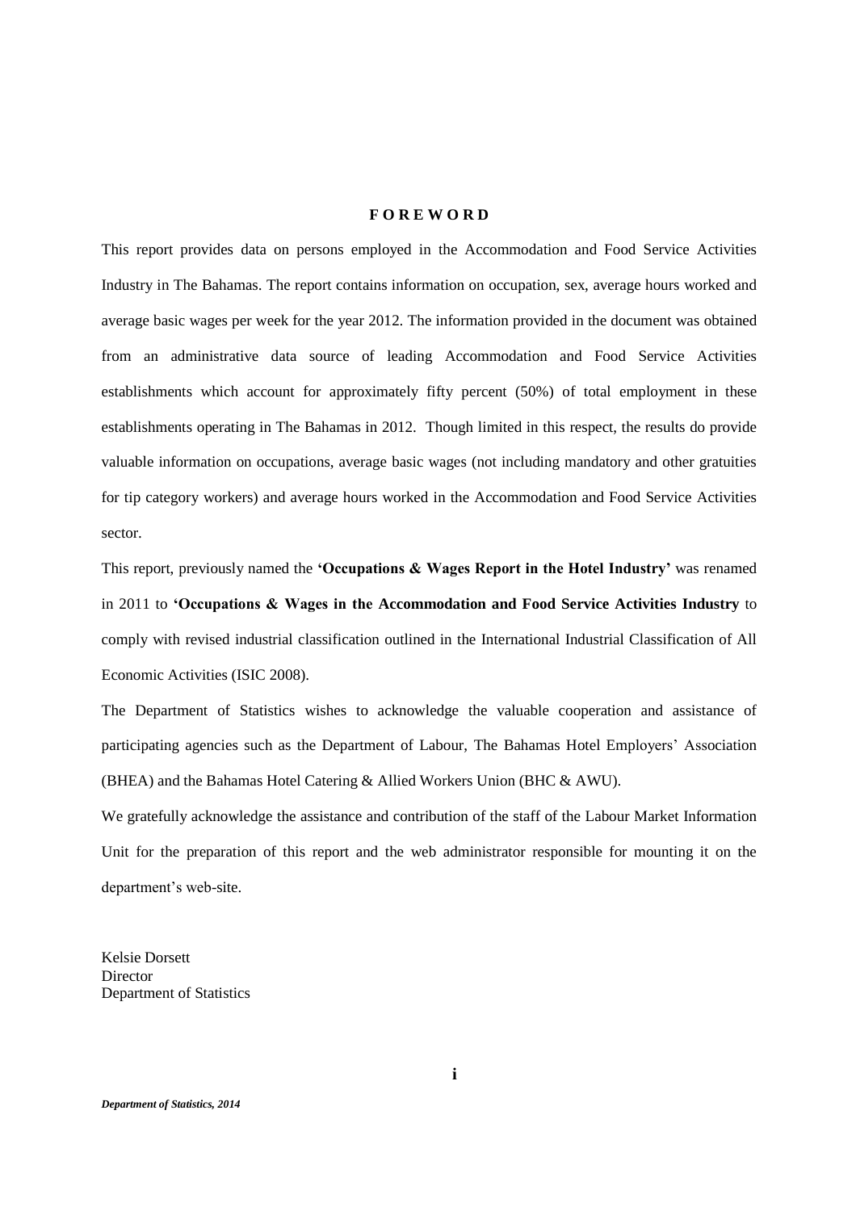# F O R E W O R D

This report provides data on persons employed in the Accommodation and Food Service Activities Industry in The Bahamas. The report contains information on occupation, sex, average hours worked and average basic wages per week for the year 2012. The information provided in the document was obtained from an administrative data source of leading Accommodation and Food Service Activities establishments which account for approximately fifty percent (50%) of total employment in these establishments operating in The Bahamas in 2012. Though limited in this respect, the results do provide valuable information on occupations, average basic wages (not including mandatory and other gratuities for tip category workers) and average hours worked in the Accommodation and Food Service Activities sector.

This report, previously named the **'Occupations & Wages Report in the Hotel Industry'** was renamed in 2011 to **'Occupations & Wages in the Accommodation and Food Service Activities Industry** to comply with revised industrial classification outlined in the International Industrial Classification of All Economic Activities (ISIC 2008).

The Department of Statistics wishes to acknowledge the valuable cooperation and assistance of participating agencies such as the Department of Labour, The Bahamas Hotel Employers' Association (BHEA) and the Bahamas Hotel Catering & Allied Workers Union (BHC & AWU).

We gratefully acknowledge the assistance and contribution of the staff of the Labour Market Information Unit for the preparation of this report and the web administrator responsible for mounting it on the department's web-site.

Kelsie Dorsett
Director
Department of Statistics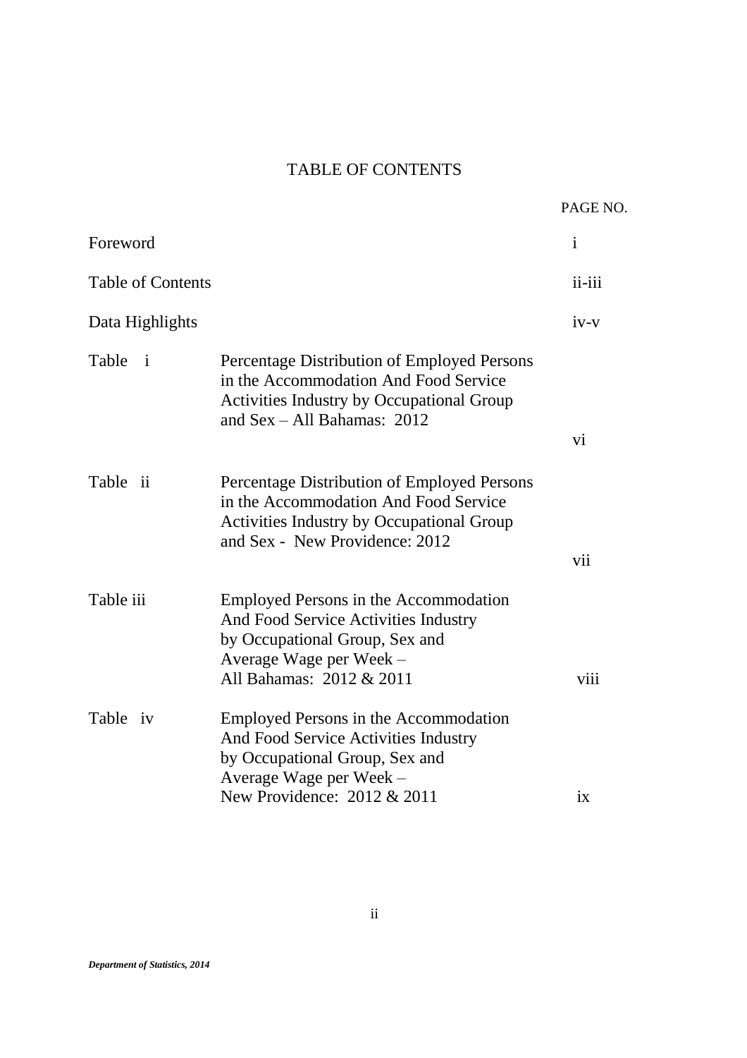# TABLE OF CONTENTS

| | | PAGE NO. |
|---|---|---|
| Foreword | | i |
| Table of Contents | | ii-iii |
| Data Highlights | | iv-v |
| Table i | Percentage Distribution of Employed Persons in the Accommodation And Food Service Activities Industry by Occupational Group and Sex – All Bahamas: 2012 | vi |
| Table ii | Percentage Distribution of Employed Persons in the Accommodation And Food Service Activities Industry by Occupational Group and Sex - New Providence: 2012 | vii |
| Table iii | Employed Persons in the Accommodation And Food Service Activities Industry by Occupational Group, Sex and Average Wage per Week – All Bahamas: 2012 & 2011 | viii |
| Table iv | Employed Persons in the Accommodation And Food Service Activities Industry by Occupational Group, Sex and Average Wage per Week – New Providence: 2012 & 2011 | ix |

*Department of Statistics, 2014*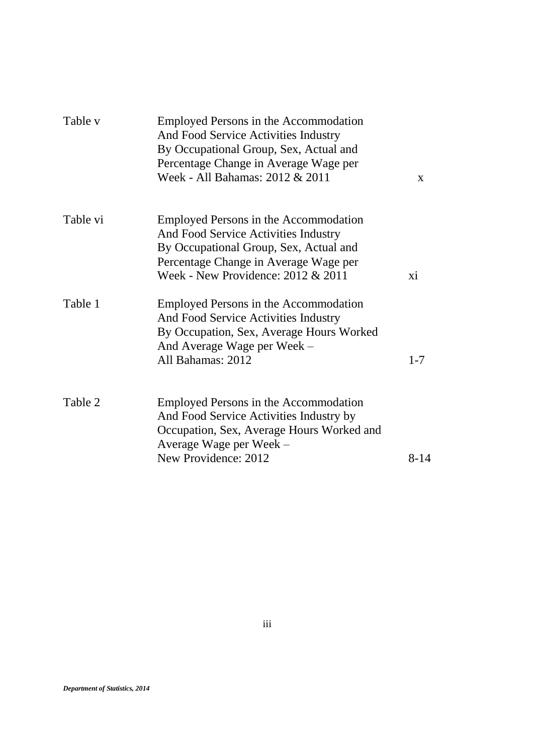| | | |
|---|---|---|
| Table v | Employed Persons in the Accommodation And Food Service Activities Industry By Occupational Group, Sex, Actual and Percentage Change in Average Wage per Week - All Bahamas: 2012 & 2011 | x |
| Table vi | Employed Persons in the Accommodation And Food Service Activities Industry By Occupational Group, Sex, Actual and Percentage Change in Average Wage per Week - New Providence: 2012 & 2011 | xi |
| Table 1 | Employed Persons in the Accommodation And Food Service Activities Industry By Occupation, Sex, Average Hours Worked And Average Wage per Week – All Bahamas: 2012 | 1-7 |
| Table 2 | Employed Persons in the Accommodation And Food Service Activities Industry by Occupation, Sex, Average Hours Worked and Average Wage per Week – New Providence: 2012 | 8-14 |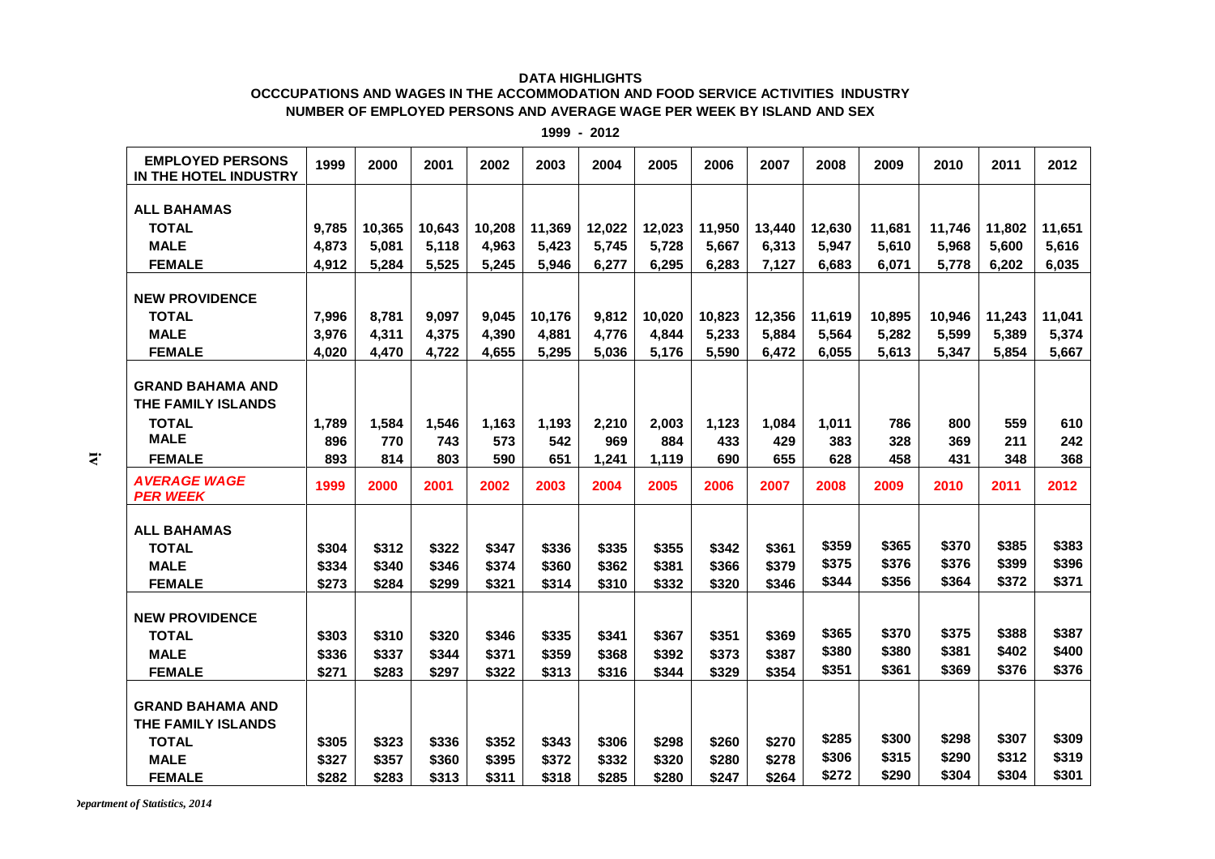**DATA HIGHLIGHTS**
**OCCCUPATIONS AND WAGES IN THE ACCOMMODATION AND FOOD SERVICE ACTIVITIES INDUSTRY**
**NUMBER OF EMPLOYED PERSONS AND AVERAGE WAGE PER WEEK BY ISLAND AND SEX**

**1999 - 2012**

| EMPLOYED PERSONS IN THE HOTEL INDUSTRY | 1999 | 2000 | 2001 | 2002 | 2003 | 2004 | 2005 | 2006 | 2007 | 2008 | 2009 | 2010 | 2011 | 2012 |
|---|---|---|---|---|---|---|---|---|---|---|---|---|---|---|
| **ALL BAHAMAS** | | | | | | | | | | | | | | |
| TOTAL | 9,785 | 10,365 | 10,643 | 10,208 | 11,369 | 12,022 | 12,023 | 11,950 | 13,440 | 12,630 | 11,681 | 11,746 | 11,802 | 11,651 |
| MALE | 4,873 | 5,081 | 5,118 | 4,963 | 5,423 | 5,745 | 5,728 | 5,667 | 6,313 | 5,947 | 5,610 | 5,968 | 5,600 | 5,616 |
| FEMALE | 4,912 | 5,284 | 5,525 | 5,245 | 5,946 | 6,277 | 6,295 | 6,283 | 7,127 | 6,683 | 6,071 | 5,778 | 6,202 | 6,035 |
| **NEW PROVIDENCE** | | | | | | | | | | | | | | |
| TOTAL | 7,996 | 8,781 | 9,097 | 9,045 | 10,176 | 9,812 | 10,020 | 10,823 | 12,356 | 11,619 | 10,895 | 10,946 | 11,243 | 11,041 |
| MALE | 3,976 | 4,311 | 4,375 | 4,390 | 4,881 | 4,776 | 4,844 | 5,233 | 5,884 | 5,564 | 5,282 | 5,599 | 5,389 | 5,374 |
| FEMALE | 4,020 | 4,470 | 4,722 | 4,655 | 5,295 | 5,036 | 5,176 | 5,590 | 6,472 | 6,055 | 5,613 | 5,347 | 5,854 | 5,667 |
| **GRAND BAHAMA AND THE FAMILY ISLANDS** | | | | | | | | | | | | | | |
| TOTAL | 1,789 | 1,584 | 1,546 | 1,163 | 1,193 | 2,210 | 2,003 | 1,123 | 1,084 | 1,011 | 786 | 800 | 559 | 610 |
| MALE | 896 | 770 | 743 | 573 | 542 | 969 | 884 | 433 | 429 | 383 | 328 | 369 | 211 | 242 |
| FEMALE | 893 | 814 | 803 | 590 | 651 | 1,241 | 1,119 | 690 | 655 | 628 | 458 | 431 | 348 | 368 |
| ***AVERAGE WAGE PER WEEK*** | **1999** | **2000** | **2001** | **2002** | **2003** | **2004** | **2005** | **2006** | **2007** | **2008** | **2009** | **2010** | **2011** | **2012** |
| **ALL BAHAMAS** | | | | | | | | | | | | | | |
| TOTAL | $304 | $312 | $322 | $347 | $336 | $335 | $355 | $342 | $361 | $359 | $365 | $370 | $385 | $383 |
| MALE | $334 | $340 | $346 | $374 | $360 | $362 | $381 | $366 | $379 | $375 | $376 | $376 | $399 | $396 |
| FEMALE | $273 | $284 | $299 | $321 | $314 | $310 | $332 | $320 | $346 | $344 | $356 | $364 | $372 | $371 |
| **NEW PROVIDENCE** | | | | | | | | | | | | | | |
| TOTAL | $303 | $310 | $320 | $346 | $335 | $341 | $367 | $351 | $369 | $365 | $370 | $375 | $388 | $387 |
| MALE | $336 | $337 | $344 | $371 | $359 | $368 | $392 | $373 | $387 | $380 | $380 | $381 | $402 | $400 |
| FEMALE | $271 | $283 | $297 | $322 | $313 | $316 | $344 | $329 | $354 | $351 | $361 | $369 | $376 | $376 |
| **GRAND BAHAMA AND THE FAMILY ISLANDS** | | | | | | | | | | | | | | |
| TOTAL | $305 | $323 | $336 | $352 | $343 | $306 | $298 | $260 | $270 | $285 | $300 | $298 | $307 | $309 |
| MALE | $327 | $357 | $360 | $395 | $372 | $332 | $320 | $280 | $278 | $306 | $315 | $290 | $312 | $319 |
| FEMALE | $282 | $283 | $313 | $311 | $318 | $285 | $280 | $247 | $264 | $272 | $290 | $304 | $304 | $301 |

*Department of Statistics, 2014*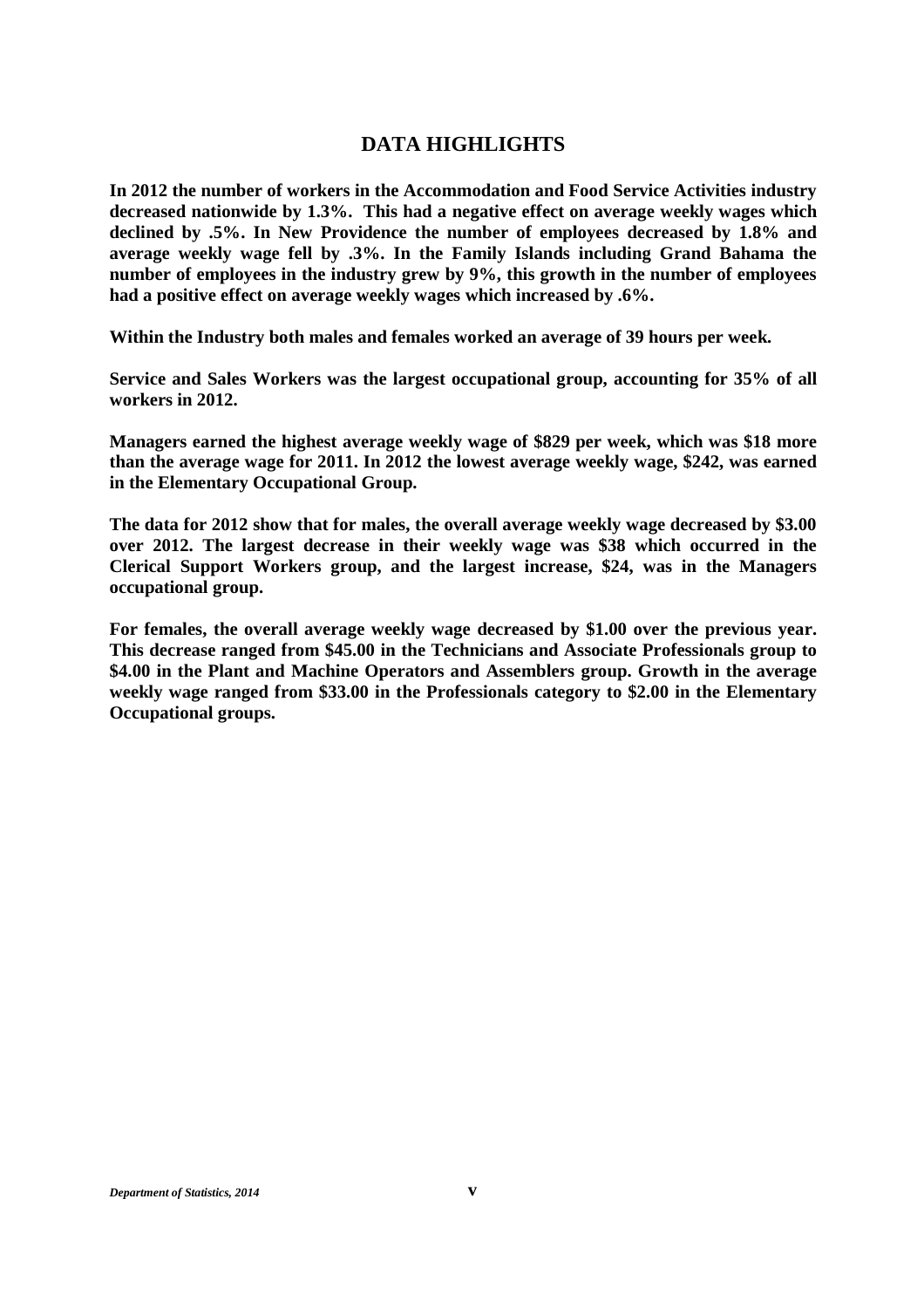## DATA HIGHLIGHTS

**In 2012 the number of workers in the Accommodation and Food Service Activities industry decreased nationwide by 1.3%. This had a negative effect on average weekly wages which declined by .5%. In New Providence the number of employees decreased by 1.8% and average weekly wage fell by .3%. In the Family Islands including Grand Bahama the number of employees in the industry grew by 9%, this growth in the number of employees had a positive effect on average weekly wages which increased by .6%.**

**Within the Industry both males and females worked an average of 39 hours per week.**

**Service and Sales Workers was the largest occupational group, accounting for 35% of all workers in 2012.**

**Managers earned the highest average weekly wage of $829 per week, which was $18 more than the average wage for 2011. In 2012 the lowest average weekly wage, $242, was earned in the Elementary Occupational Group.**

**The data for 2012 show that for males, the overall average weekly wage decreased by $3.00 over 2012. The largest decrease in their weekly wage was $38 which occurred in the Clerical Support Workers group, and the largest increase, $24, was in the Managers occupational group.**

**For females, the overall average weekly wage decreased by $1.00 over the previous year. This decrease ranged from $45.00 in the Technicians and Associate Professionals group to $4.00 in the Plant and Machine Operators and Assemblers group. Growth in the average weekly wage ranged from $33.00 in the Professionals category to $2.00 in the Elementary Occupational groups.**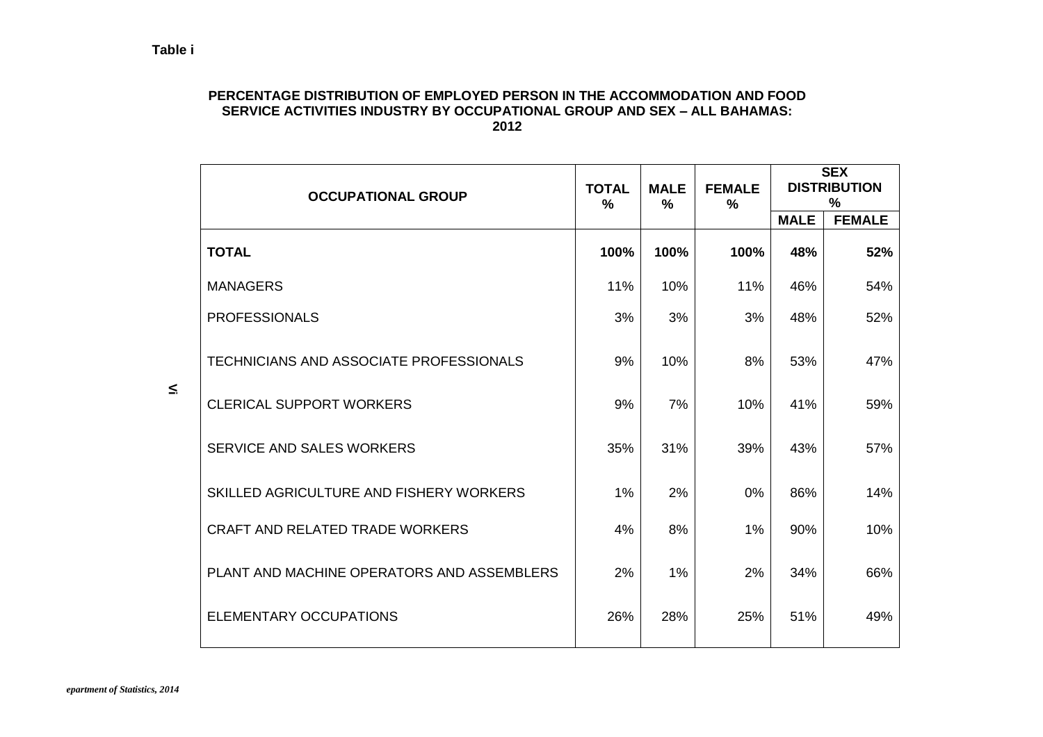**Table i**

**PERCENTAGE DISTRIBUTION OF EMPLOYED PERSON IN THE ACCOMMODATION AND FOOD SERVICE ACTIVITIES INDUSTRY BY OCCUPATIONAL GROUP AND SEX – ALL BAHAMAS: 2012**

| OCCUPATIONAL GROUP | TOTAL % | MALE % | FEMALE % | SEX DISTRIBUTION % | |
|---|---|---|---|---|---|
| | | | | MALE | FEMALE |
| **TOTAL** | **100%** | **100%** | **100%** | **48%** | **52%** |
| MANAGERS | 11% | 10% | 11% | 46% | 54% |
| PROFESSIONALS | 3% | 3% | 3% | 48% | 52% |
| TECHNICIANS AND ASSOCIATE PROFESSIONALS | 9% | 10% | 8% | 53% | 47% |
| CLERICAL SUPPORT WORKERS | 9% | 7% | 10% | 41% | 59% |
| SERVICE AND SALES WORKERS | 35% | 31% | 39% | 43% | 57% |
| SKILLED AGRICULTURE AND FISHERY WORKERS | 1% | 2% | 0% | 86% | 14% |
| CRAFT AND RELATED TRADE WORKERS | 4% | 8% | 1% | 90% | 10% |
| PLANT AND MACHINE OPERATORS AND ASSEMBLERS | 2% | 1% | 2% | 34% | 66% |
| ELEMENTARY OCCUPATIONS | 26% | 28% | 25% | 51% | 49% |

*epartment of Statistics, 2014*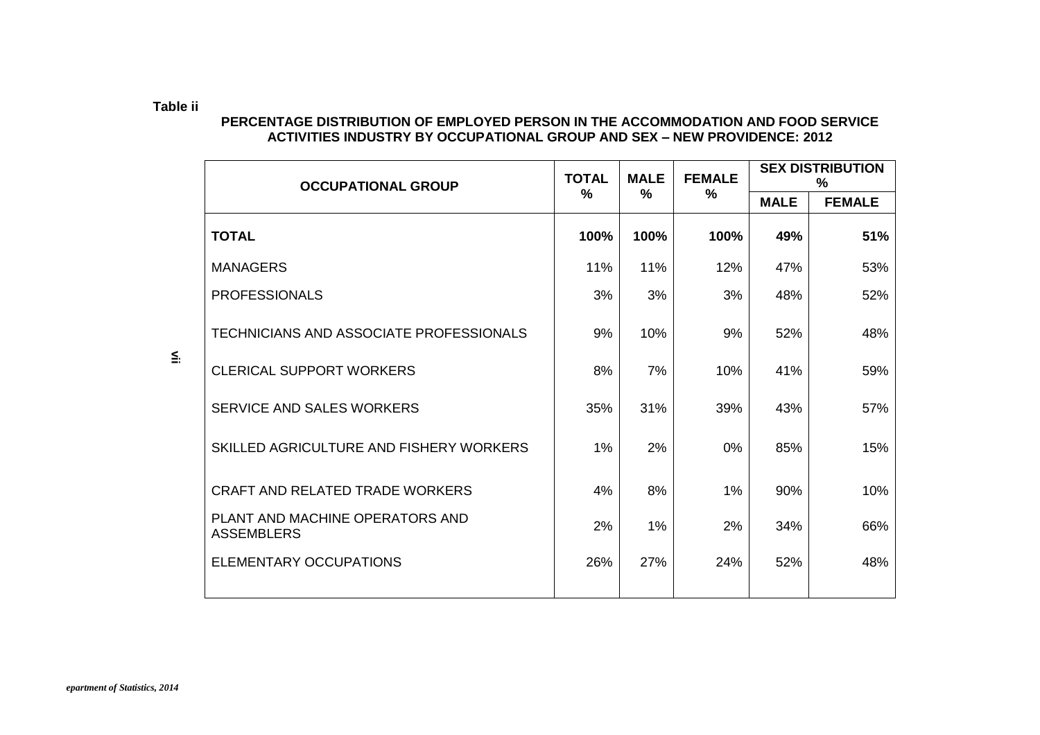**Table ii**

**PERCENTAGE DISTRIBUTION OF EMPLOYED PERSON IN THE ACCOMMODATION AND FOOD SERVICE ACTIVITIES INDUSTRY BY OCCUPATIONAL GROUP AND SEX – NEW PROVIDENCE: 2012**

| OCCUPATIONAL GROUP | TOTAL % | MALE % | FEMALE % | SEX DISTRIBUTION % | |
|---|---|---|---|---|---|
| | | | | MALE | FEMALE |
| **TOTAL** | **100%** | **100%** | **100%** | **49%** | **51%** |
| MANAGERS | 11% | 11% | 12% | 47% | 53% |
| PROFESSIONALS | 3% | 3% | 3% | 48% | 52% |
| TECHNICIANS AND ASSOCIATE PROFESSIONALS | 9% | 10% | 9% | 52% | 48% |
| CLERICAL SUPPORT WORKERS | 8% | 7% | 10% | 41% | 59% |
| SERVICE AND SALES WORKERS | 35% | 31% | 39% | 43% | 57% |
| SKILLED AGRICULTURE AND FISHERY WORKERS | 1% | 2% | 0% | 85% | 15% |
| CRAFT AND RELATED TRADE WORKERS | 4% | 8% | 1% | 90% | 10% |
| PLANT AND MACHINE OPERATORS AND ASSEMBLERS | 2% | 1% | 2% | 34% | 66% |
| ELEMENTARY OCCUPATIONS | 26% | 27% | 24% | 52% | 48% |

*epartment of Statistics, 2014*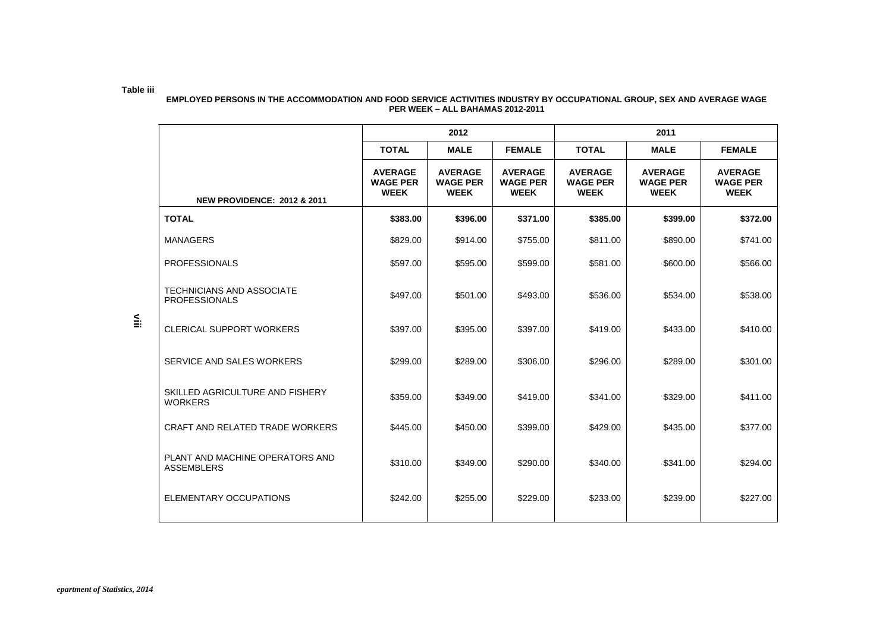Table iii

**EMPLOYED PERSONS IN THE ACCOMMODATION AND FOOD SERVICE ACTIVITIES INDUSTRY BY OCCUPATIONAL GROUP, SEX AND AVERAGE WAGE PER WEEK – ALL BAHAMAS 2012-2011**

| | 2012 | | | 2011 | | |
|---|---|---|---|---|---|---|
| | TOTAL | MALE | FEMALE | TOTAL | MALE | FEMALE |
| **NEW PROVIDENCE: 2012 & 2011** | AVERAGE WAGE PER WEEK | AVERAGE WAGE PER WEEK | AVERAGE WAGE PER WEEK | AVERAGE WAGE PER WEEK | AVERAGE WAGE PER WEEK | AVERAGE WAGE PER WEEK |
| **TOTAL** | **$383.00** | **$396.00** | **$371.00** | **$385.00** | **$399.00** | **$372.00** |
| MANAGERS | $829.00 | $914.00 | $755.00 | $811.00 | $890.00 | $741.00 |
| PROFESSIONALS | $597.00 | $595.00 | $599.00 | $581.00 | $600.00 | $566.00 |
| TECHNICIANS AND ASSOCIATE PROFESSIONALS | $497.00 | $501.00 | $493.00 | $536.00 | $534.00 | $538.00 |
| CLERICAL SUPPORT WORKERS | $397.00 | $395.00 | $397.00 | $419.00 | $433.00 | $410.00 |
| SERVICE AND SALES WORKERS | $299.00 | $289.00 | $306.00 | $296.00 | $289.00 | $301.00 |
| SKILLED AGRICULTURE AND FISHERY WORKERS | $359.00 | $349.00 | $419.00 | $341.00 | $329.00 | $411.00 |
| CRAFT AND RELATED TRADE WORKERS | $445.00 | $450.00 | $399.00 | $429.00 | $435.00 | $377.00 |
| PLANT AND MACHINE OPERATORS AND ASSEMBLERS | $310.00 | $349.00 | $290.00 | $340.00 | $341.00 | $294.00 |
| ELEMENTARY OCCUPATIONS | $242.00 | $255.00 | $229.00 | $233.00 | $239.00 | $227.00 |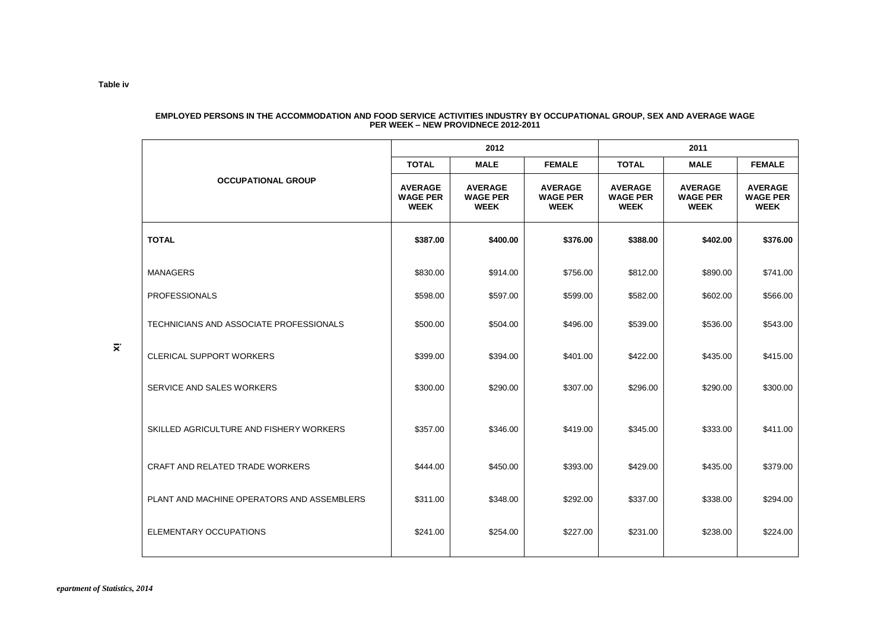**Table iv**

**EMPLOYED PERSONS IN THE ACCOMMODATION AND FOOD SERVICE ACTIVITIES INDUSTRY BY OCCUPATIONAL GROUP, SEX AND AVERAGE WAGE PER WEEK – NEW PROVIDNECE 2012-2011**

| OCCUPATIONAL GROUP | 2012 | | | 2011 | | |
|---|---|---|---|---|---|---|
| | TOTAL | MALE | FEMALE | TOTAL | MALE | FEMALE |
| | AVERAGE WAGE PER WEEK | AVERAGE WAGE PER WEEK | AVERAGE WAGE PER WEEK | AVERAGE WAGE PER WEEK | AVERAGE WAGE PER WEEK | AVERAGE WAGE PER WEEK |
| **TOTAL** | **$387.00** | **$400.00** | **$376.00** | **$388.00** | **$402.00** | **$376.00** |
| MANAGERS | $830.00 | $914.00 | $756.00 | $812.00 | $890.00 | $741.00 |
| PROFESSIONALS | $598.00 | $597.00 | $599.00 | $582.00 | $602.00 | $566.00 |
| TECHNICIANS AND ASSOCIATE PROFESSIONALS | $500.00 | $504.00 | $496.00 | $539.00 | $536.00 | $543.00 |
| CLERICAL SUPPORT WORKERS | $399.00 | $394.00 | $401.00 | $422.00 | $435.00 | $415.00 |
| SERVICE AND SALES WORKERS | $300.00 | $290.00 | $307.00 | $296.00 | $290.00 | $300.00 |
| SKILLED AGRICULTURE AND FISHERY WORKERS | $357.00 | $346.00 | $419.00 | $345.00 | $333.00 | $411.00 |
| CRAFT AND RELATED TRADE WORKERS | $444.00 | $450.00 | $393.00 | $429.00 | $435.00 | $379.00 |
| PLANT AND MACHINE OPERATORS AND ASSEMBLERS | $311.00 | $348.00 | $292.00 | $337.00 | $338.00 | $294.00 |
| ELEMENTARY OCCUPATIONS | $241.00 | $254.00 | $227.00 | $231.00 | $238.00 | $224.00 |

*epartment of Statistics, 2014*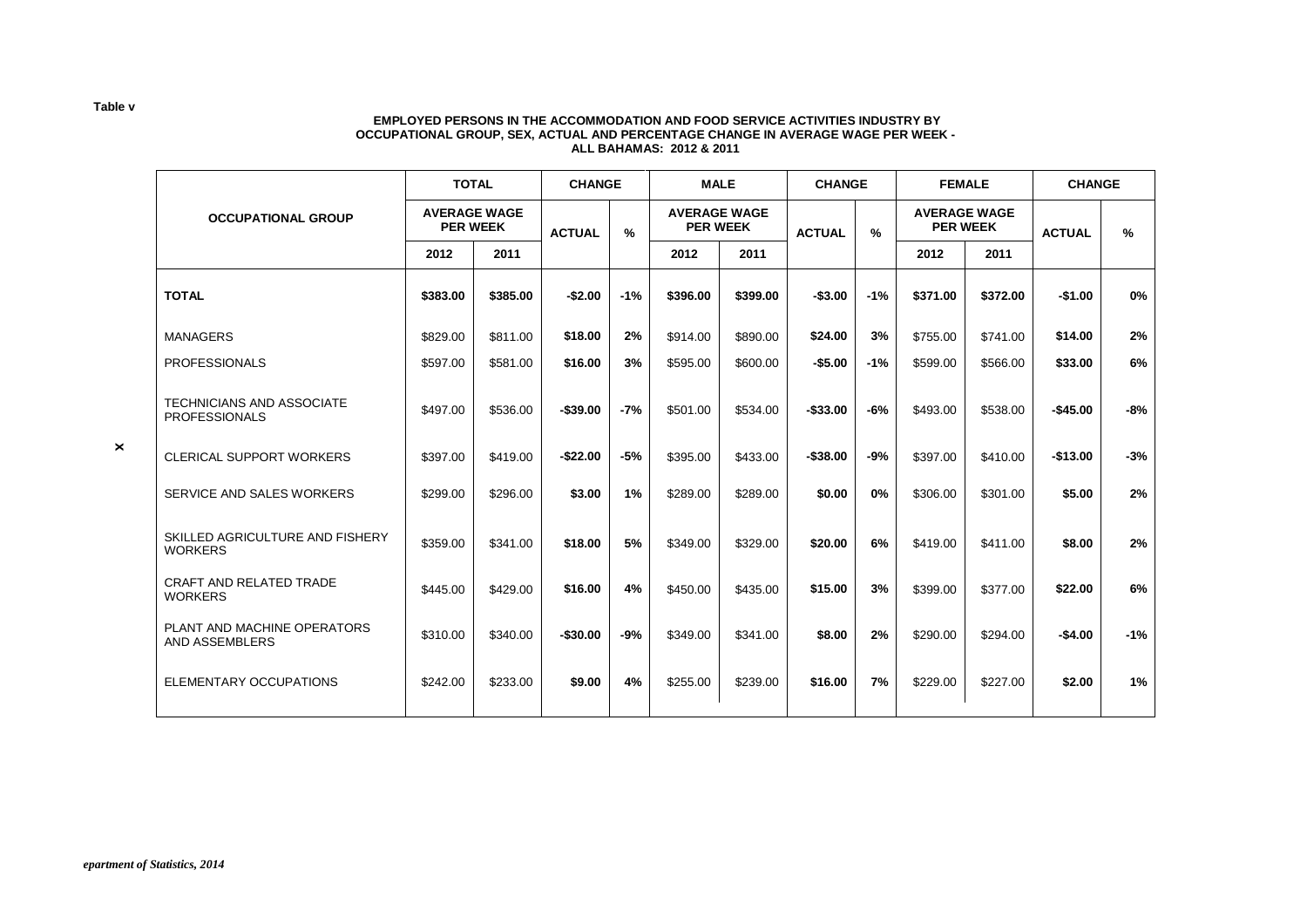Table v

**EMPLOYED PERSONS IN THE ACCOMMODATION AND FOOD SERVICE ACTIVITIES INDUSTRY BY OCCUPATIONAL GROUP, SEX, ACTUAL AND PERCENTAGE CHANGE IN AVERAGE WAGE PER WEEK - ALL BAHAMAS: 2012 & 2011**

| OCCUPATIONAL GROUP | TOTAL | | CHANGE | | MALE | | CHANGE | | FEMALE | | CHANGE | |
|---|---|---|---|---|---|---|---|---|---|---|---|---|
| | AVERAGE WAGE PER WEEK | | ACTUAL | % | AVERAGE WAGE PER WEEK | | ACTUAL | % | AVERAGE WAGE PER WEEK | | ACTUAL | % |
| | 2012 | 2011 | | | 2012 | 2011 | | | 2012 | 2011 | | |
| **TOTAL** | **$383.00** | **$385.00** | **-$2.00** | **-1%** | **$396.00** | **$399.00** | **-$3.00** | **-1%** | **$371.00** | **$372.00** | **-$1.00** | **0%** |
| MANAGERS | $829.00 | $811.00 | **$18.00** | **2%** | $914.00 | $890.00 | **$24.00** | **3%** | $755.00 | $741.00 | **$14.00** | **2%** |
| PROFESSIONALS | $597.00 | $581.00 | **$16.00** | **3%** | $595.00 | $600.00 | **-$5.00** | **-1%** | $599.00 | $566.00 | **$33.00** | **6%** |
| TECHNICIANS AND ASSOCIATE PROFESSIONALS | $497.00 | $536.00 | **-$39.00** | **-7%** | $501.00 | $534.00 | **-$33.00** | **-6%** | $493.00 | $538.00 | **-$45.00** | **-8%** |
| CLERICAL SUPPORT WORKERS | $397.00 | $419.00 | **-$22.00** | **-5%** | $395.00 | $433.00 | **-$38.00** | **-9%** | $397.00 | $410.00 | **-$13.00** | **-3%** |
| SERVICE AND SALES WORKERS | $299.00 | $296.00 | **$3.00** | **1%** | $289.00 | $289.00 | **$0.00** | **0%** | $306.00 | $301.00 | **$5.00** | **2%** |
| SKILLED AGRICULTURE AND FISHERY WORKERS | $359.00 | $341.00 | **$18.00** | **5%** | $349.00 | $329.00 | **$20.00** | **6%** | $419.00 | $411.00 | **$8.00** | **2%** |
| CRAFT AND RELATED TRADE WORKERS | $445.00 | $429.00 | **$16.00** | **4%** | $450.00 | $435.00 | **$15.00** | **3%** | $399.00 | $377.00 | **$22.00** | **6%** |
| PLANT AND MACHINE OPERATORS AND ASSEMBLERS | $310.00 | $340.00 | **-$30.00** | **-9%** | $349.00 | $341.00 | **$8.00** | **2%** | $290.00 | $294.00 | **-$4.00** | **-1%** |
| ELEMENTARY OCCUPATIONS | $242.00 | $233.00 | **$9.00** | **4%** | $255.00 | $239.00 | **$16.00** | **7%** | $229.00 | $227.00 | **$2.00** | **1%** |

*epartment of Statistics, 2014*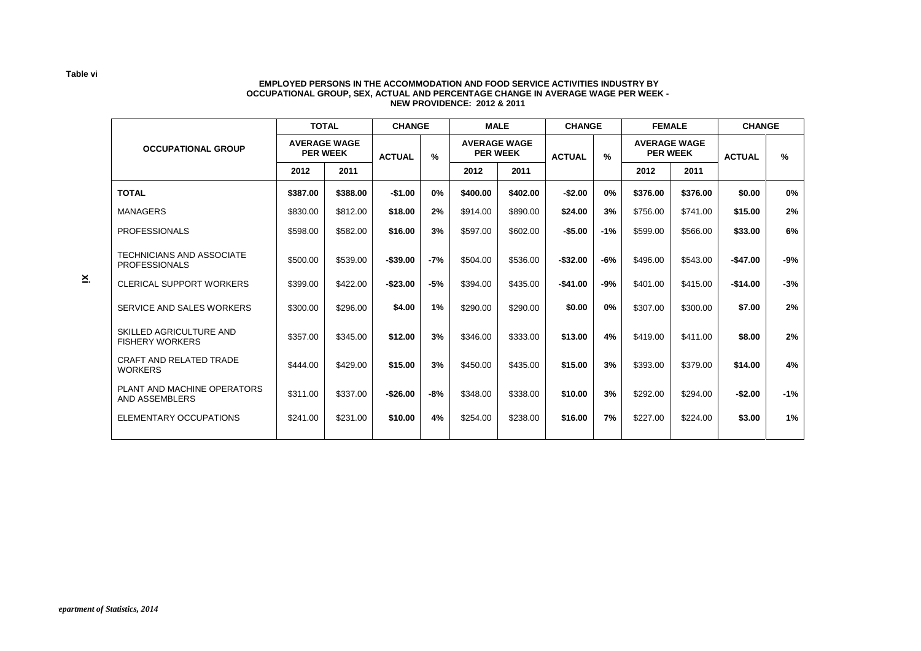Table vi

**EMPLOYED PERSONS IN THE ACCOMMODATION AND FOOD SERVICE ACTIVITIES INDUSTRY BY OCCUPATIONAL GROUP, SEX, ACTUAL AND PERCENTAGE CHANGE IN AVERAGE WAGE PER WEEK - NEW PROVIDENCE: 2012 & 2011**

| OCCUPATIONAL GROUP | TOTAL | | CHANGE | | MALE | | CHANGE | | FEMALE | | CHANGE | |
|---|---|---|---|---|---|---|---|---|---|---|---|---|
| | AVERAGE WAGE PER WEEK | | ACTUAL | % | AVERAGE WAGE PER WEEK | | ACTUAL | % | AVERAGE WAGE PER WEEK | | ACTUAL | % |
| | 2012 | 2011 | | | 2012 | 2011 | | | 2012 | 2011 | | |
| **TOTAL** | **$387.00** | **$388.00** | **-$1.00** | **0%** | **$400.00** | **$402.00** | **-$2.00** | **0%** | **$376.00** | **$376.00** | **$0.00** | **0%** |
| MANAGERS | $830.00 | $812.00 | **$18.00** | **2%** | $914.00 | $890.00 | **$24.00** | **3%** | $756.00 | $741.00 | **$15.00** | **2%** |
| PROFESSIONALS | $598.00 | $582.00 | **$16.00** | **3%** | $597.00 | $602.00 | **-$5.00** | **-1%** | $599.00 | $566.00 | **$33.00** | **6%** |
| TECHNICIANS AND ASSOCIATE PROFESSIONALS | $500.00 | $539.00 | **-$39.00** | **-7%** | $504.00 | $536.00 | **-$32.00** | **-6%** | $496.00 | $543.00 | **-$47.00** | **-9%** |
| CLERICAL SUPPORT WORKERS | $399.00 | $422.00 | **-$23.00** | **-5%** | $394.00 | $435.00 | **-$41.00** | **-9%** | $401.00 | $415.00 | **-$14.00** | **-3%** |
| SERVICE AND SALES WORKERS | $300.00 | $296.00 | **$4.00** | **1%** | $290.00 | $290.00 | **$0.00** | **0%** | $307.00 | $300.00 | **$7.00** | **2%** |
| SKILLED AGRICULTURE AND FISHERY WORKERS | $357.00 | $345.00 | **$12.00** | **3%** | $346.00 | $333.00 | **$13.00** | **4%** | $419.00 | $411.00 | **$8.00** | **2%** |
| CRAFT AND RELATED TRADE WORKERS | $444.00 | $429.00 | **$15.00** | **3%** | $450.00 | $435.00 | **$15.00** | **3%** | $393.00 | $379.00 | **$14.00** | **4%** |
| PLANT AND MACHINE OPERATORS AND ASSEMBLERS | $311.00 | $337.00 | **-$26.00** | **-8%** | $348.00 | $338.00 | **$10.00** | **3%** | $292.00 | $294.00 | **-$2.00** | **-1%** |
| ELEMENTARY OCCUPATIONS | $241.00 | $231.00 | **$10.00** | **4%** | $254.00 | $238.00 | **$16.00** | **7%** | $227.00 | $224.00 | **$3.00** | **1%** |

*epartment of Statistics, 2014*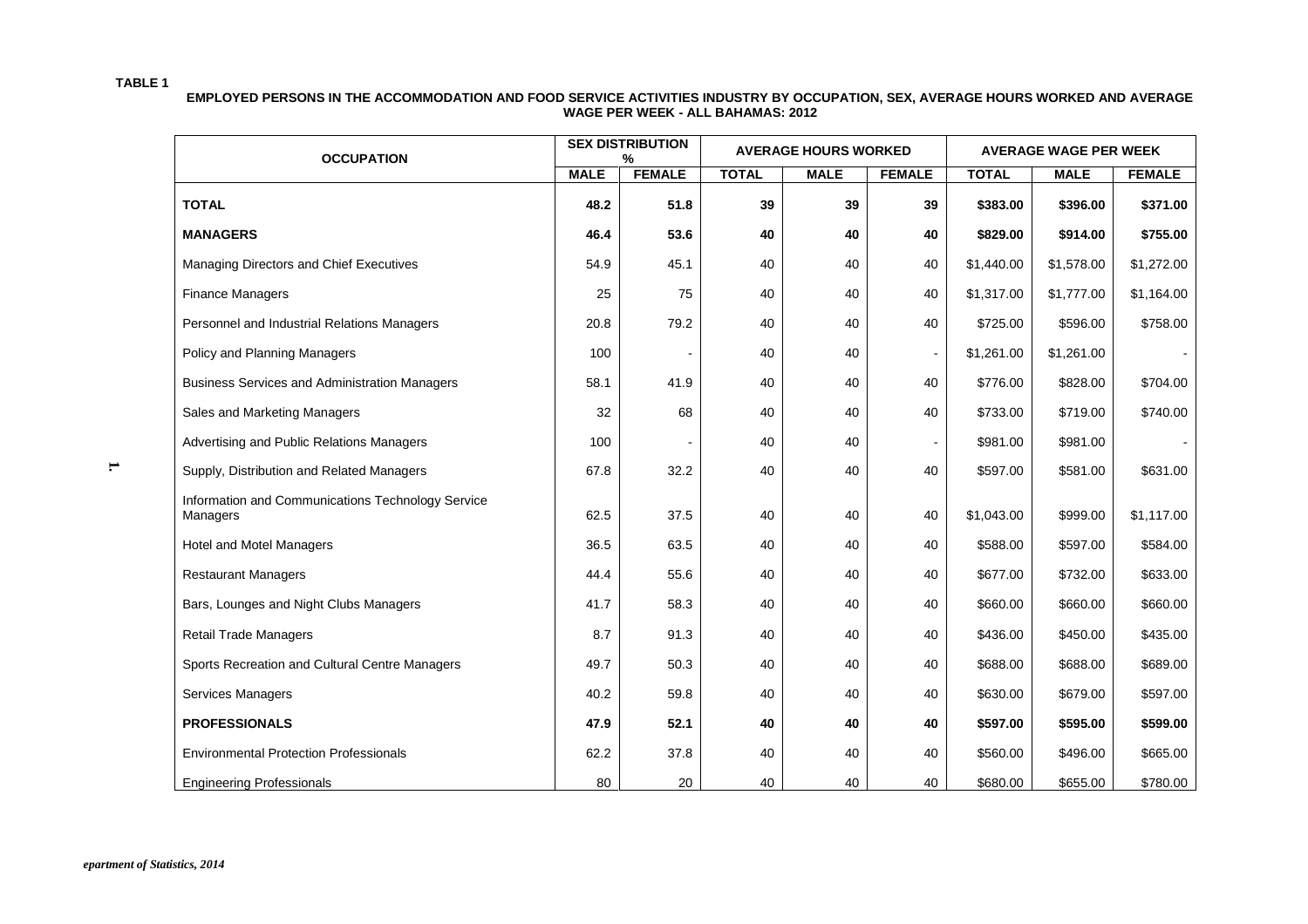**TABLE 1**

**EMPLOYED PERSONS IN THE ACCOMMODATION AND FOOD SERVICE ACTIVITIES INDUSTRY BY OCCUPATION, SEX, AVERAGE HOURS WORKED AND AVERAGE WAGE PER WEEK - ALL BAHAMAS: 2012**

| OCCUPATION | SEX DISTRIBUTION % | | AVERAGE HOURS WORKED | | | AVERAGE WAGE PER WEEK | | |
|---|---|---|---|---|---|---|---|---|
| | MALE | FEMALE | TOTAL | MALE | FEMALE | TOTAL | MALE | FEMALE |
| **TOTAL** | **48.2** | **51.8** | **39** | **39** | **39** | **$383.00** | **$396.00** | **$371.00** |
| **MANAGERS** | **46.4** | **53.6** | **40** | **40** | **40** | **$829.00** | **$914.00** | **$755.00** |
| Managing Directors and Chief Executives | 54.9 | 45.1 | 40 | 40 | 40 | $1,440.00 | $1,578.00 | $1,272.00 |
| Finance Managers | 25 | 75 | 40 | 40 | 40 | $1,317.00 | $1,777.00 | $1,164.00 |
| Personnel and Industrial Relations Managers | 20.8 | 79.2 | 40 | 40 | 40 | $725.00 | $596.00 | $758.00 |
| Policy and Planning Managers | 100 | - | 40 | 40 | - | $1,261.00 | $1,261.00 | - |
| Business Services and Administration Managers | 58.1 | 41.9 | 40 | 40 | 40 | $776.00 | $828.00 | $704.00 |
| Sales and Marketing Managers | 32 | 68 | 40 | 40 | 40 | $733.00 | $719.00 | $740.00 |
| Advertising and Public Relations Managers | 100 | - | 40 | 40 | - | $981.00 | $981.00 | - |
| Supply, Distribution and Related Managers | 67.8 | 32.2 | 40 | 40 | 40 | $597.00 | $581.00 | $631.00 |
| Information and Communications Technology Service Managers | 62.5 | 37.5 | 40 | 40 | 40 | $1,043.00 | $999.00 | $1,117.00 |
| Hotel and Motel Managers | 36.5 | 63.5 | 40 | 40 | 40 | $588.00 | $597.00 | $584.00 |
| Restaurant Managers | 44.4 | 55.6 | 40 | 40 | 40 | $677.00 | $732.00 | $633.00 |
| Bars, Lounges and Night Clubs Managers | 41.7 | 58.3 | 40 | 40 | 40 | $660.00 | $660.00 | $660.00 |
| Retail Trade Managers | 8.7 | 91.3 | 40 | 40 | 40 | $436.00 | $450.00 | $435.00 |
| Sports Recreation and Cultural Centre Managers | 49.7 | 50.3 | 40 | 40 | 40 | $688.00 | $688.00 | $689.00 |
| Services Managers | 40.2 | 59.8 | 40 | 40 | 40 | $630.00 | $679.00 | $597.00 |
| **PROFESSIONALS** | **47.9** | **52.1** | **40** | **40** | **40** | **$597.00** | **$595.00** | **$599.00** |
| Environmental Protection Professionals | 62.2 | 37.8 | 40 | 40 | 40 | $560.00 | $496.00 | $665.00 |
| Engineering Professionals | 80 | 20 | 40 | 40 | 40 | $680.00 | $655.00 | $780.00 |

*epartment of Statistics, 2014*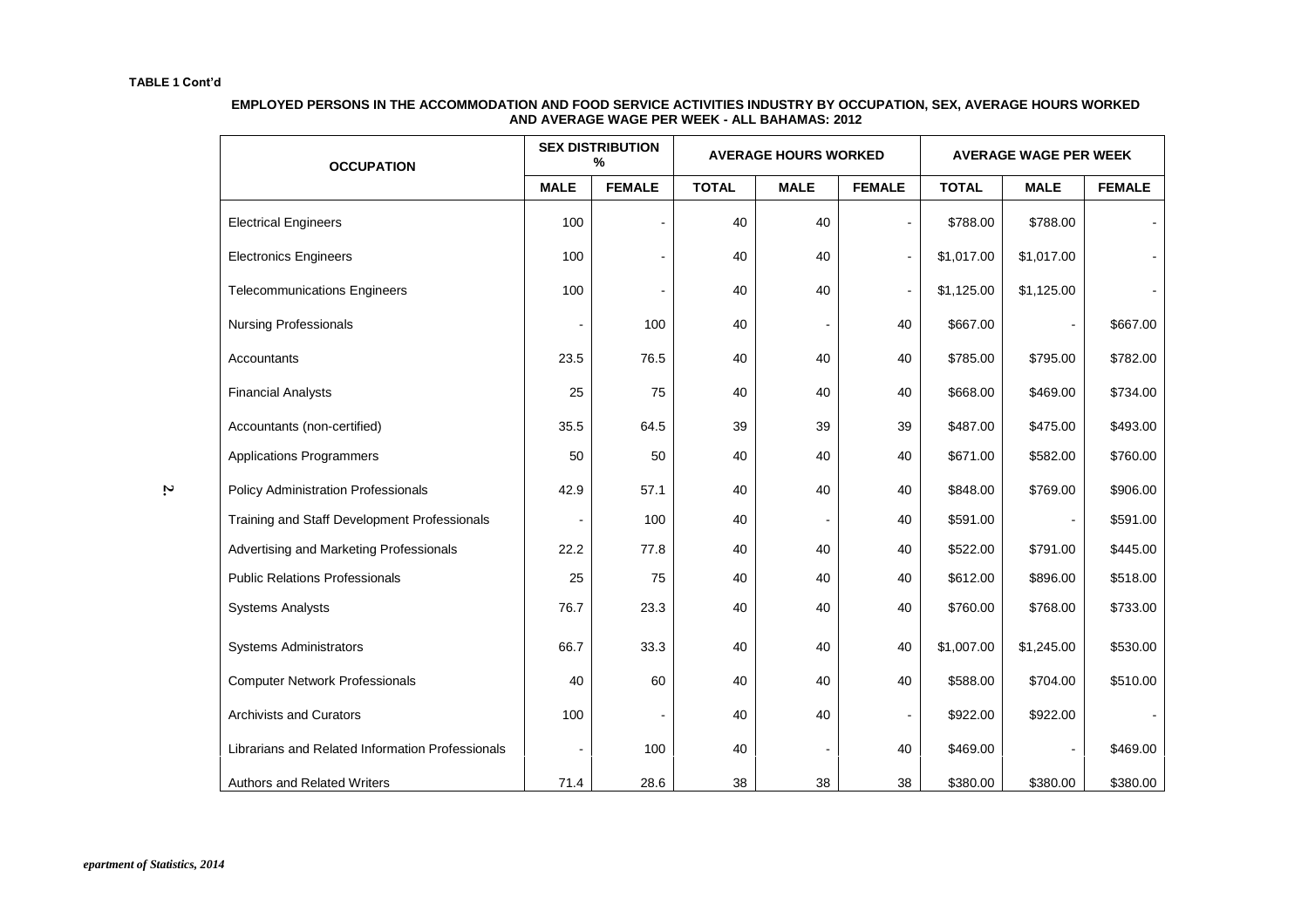**TABLE 1 Cont'd**

**EMPLOYED PERSONS IN THE ACCOMMODATION AND FOOD SERVICE ACTIVITIES INDUSTRY BY OCCUPATION, SEX, AVERAGE HOURS WORKED AND AVERAGE WAGE PER WEEK - ALL BAHAMAS: 2012**

| OCCUPATION | SEX DISTRIBUTION % | | AVERAGE HOURS WORKED | | | AVERAGE WAGE PER WEEK | | |
|---|---|---|---|---|---|---|---|---|
| | MALE | FEMALE | TOTAL | MALE | FEMALE | TOTAL | MALE | FEMALE |
| Electrical Engineers | 100 | - | 40 | 40 | - | $788.00 | $788.00 | - |
| Electronics Engineers | 100 | - | 40 | 40 | - | $1,017.00 | $1,017.00 | - |
| Telecommunications Engineers | 100 | - | 40 | 40 | - | $1,125.00 | $1,125.00 | - |
| Nursing Professionals | - | 100 | 40 | - | 40 | $667.00 | - | $667.00 |
| Accountants | 23.5 | 76.5 | 40 | 40 | 40 | $785.00 | $795.00 | $782.00 |
| Financial Analysts | 25 | 75 | 40 | 40 | 40 | $668.00 | $469.00 | $734.00 |
| Accountants (non-certified) | 35.5 | 64.5 | 39 | 39 | 39 | $487.00 | $475.00 | $493.00 |
| Applications Programmers | 50 | 50 | 40 | 40 | 40 | $671.00 | $582.00 | $760.00 |
| Policy Administration Professionals | 42.9 | 57.1 | 40 | 40 | 40 | $848.00 | $769.00 | $906.00 |
| Training and Staff Development Professionals | - | 100 | 40 | - | 40 | $591.00 | - | $591.00 |
| Advertising and Marketing Professionals | 22.2 | 77.8 | 40 | 40 | 40 | $522.00 | $791.00 | $445.00 |
| Public Relations Professionals | 25 | 75 | 40 | 40 | 40 | $612.00 | $896.00 | $518.00 |
| Systems Analysts | 76.7 | 23.3 | 40 | 40 | 40 | $760.00 | $768.00 | $733.00 |
| Systems Administrators | 66.7 | 33.3 | 40 | 40 | 40 | $1,007.00 | $1,245.00 | $530.00 |
| Computer Network Professionals | 40 | 60 | 40 | 40 | 40 | $588.00 | $704.00 | $510.00 |
| Archivists and Curators | 100 | - | 40 | 40 | - | $922.00 | $922.00 | - |
| Librarians and Related Information Professionals | - | 100 | 40 | - | 40 | $469.00 | - | $469.00 |
| Authors and Related Writers | 71.4 | 28.6 | 38 | 38 | 38 | $380.00 | $380.00 | $380.00 |

*epartment of Statistics, 2014*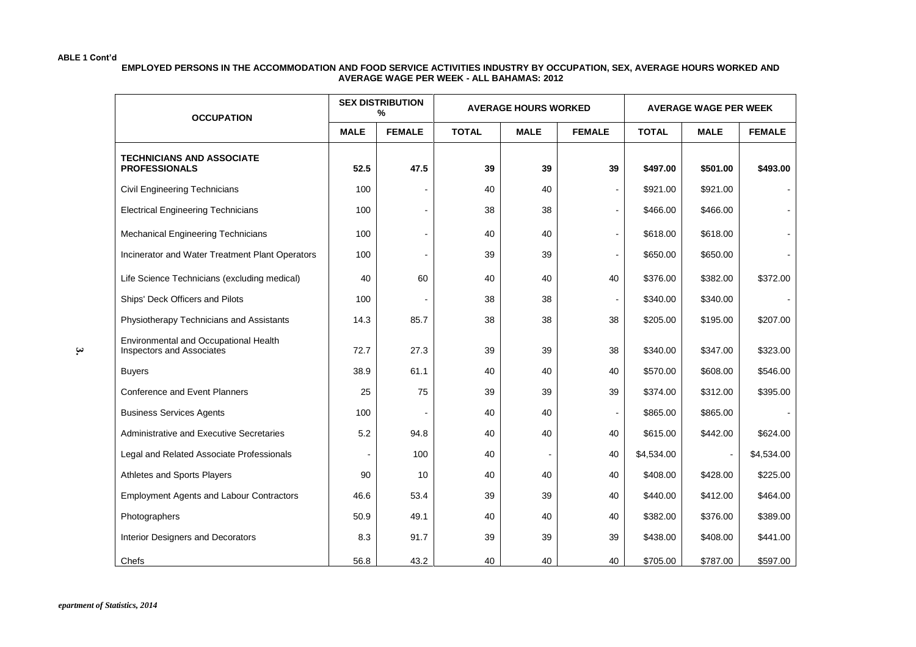ABLE 1 Cont'd

**EMPLOYED PERSONS IN THE ACCOMMODATION AND FOOD SERVICE ACTIVITIES INDUSTRY BY OCCUPATION, SEX, AVERAGE HOURS WORKED AND AVERAGE WAGE PER WEEK - ALL BAHAMAS: 2012**

| OCCUPATION | SEX DISTRIBUTION % | | AVERAGE HOURS WORKED | | | AVERAGE WAGE PER WEEK | | |
|---|---|---|---|---|---|---|---|---|
| | MALE | FEMALE | TOTAL | MALE | FEMALE | TOTAL | MALE | FEMALE |
| **TECHNICIANS AND ASSOCIATE PROFESSIONALS** | **52.5** | **47.5** | **39** | **39** | **39** | **$497.00** | **$501.00** | **$493.00** |
| Civil Engineering Technicians | 100 | - | 40 | 40 | - | $921.00 | $921.00 | - |
| Electrical Engineering Technicians | 100 | - | 38 | 38 | - | $466.00 | $466.00 | - |
| Mechanical Engineering Technicians | 100 | - | 40 | 40 | - | $618.00 | $618.00 | - |
| Incinerator and Water Treatment Plant Operators | 100 | - | 39 | 39 | - | $650.00 | $650.00 | - |
| Life Science Technicians (excluding medical) | 40 | 60 | 40 | 40 | 40 | $376.00 | $382.00 | $372.00 |
| Ships' Deck Officers and Pilots | 100 | - | 38 | 38 | - | $340.00 | $340.00 | - |
| Physiotherapy Technicians and Assistants | 14.3 | 85.7 | 38 | 38 | 38 | $205.00 | $195.00 | $207.00 |
| Environmental and Occupational Health Inspectors and Associates | 72.7 | 27.3 | 39 | 39 | 38 | $340.00 | $347.00 | $323.00 |
| Buyers | 38.9 | 61.1 | 40 | 40 | 40 | $570.00 | $608.00 | $546.00 |
| Conference and Event Planners | 25 | 75 | 39 | 39 | 39 | $374.00 | $312.00 | $395.00 |
| Business Services Agents | 100 | - | 40 | 40 | - | $865.00 | $865.00 | - |
| Administrative and Executive Secretaries | 5.2 | 94.8 | 40 | 40 | 40 | $615.00 | $442.00 | $624.00 |
| Legal and Related Associate Professionals | - | 100 | 40 | - | 40 | $4,534.00 | - | $4,534.00 |
| Athletes and Sports Players | 90 | 10 | 40 | 40 | 40 | $408.00 | $428.00 | $225.00 |
| Employment Agents and Labour Contractors | 46.6 | 53.4 | 39 | 39 | 40 | $440.00 | $412.00 | $464.00 |
| Photographers | 50.9 | 49.1 | 40 | 40 | 40 | $382.00 | $376.00 | $389.00 |
| Interior Designers and Decorators | 8.3 | 91.7 | 39 | 39 | 39 | $438.00 | $408.00 | $441.00 |
| Chefs | 56.8 | 43.2 | 40 | 40 | 40 | $705.00 | $787.00 | $597.00 |

*epartment of Statistics, 2014*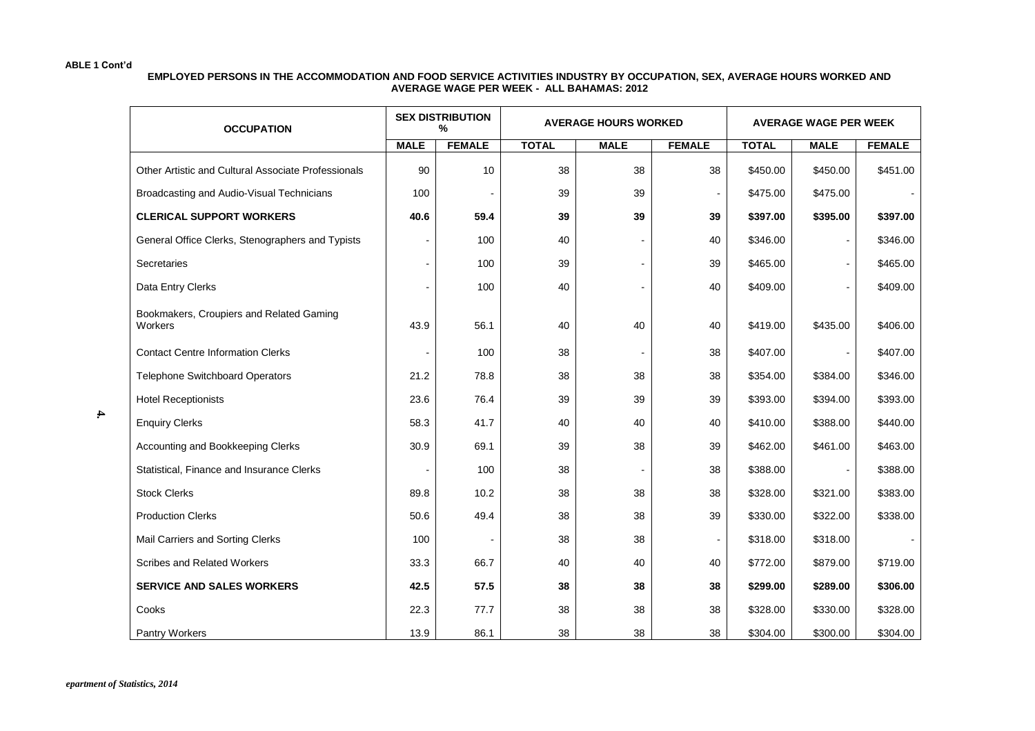ABLE 1 Cont'd

**EMPLOYED PERSONS IN THE ACCOMMODATION AND FOOD SERVICE ACTIVITIES INDUSTRY BY OCCUPATION, SEX, AVERAGE HOURS WORKED AND AVERAGE WAGE PER WEEK - ALL BAHAMAS: 2012**

| OCCUPATION | SEX DISTRIBUTION % | | AVERAGE HOURS WORKED | | | AVERAGE WAGE PER WEEK | | |
|---|---|---|---|---|---|---|---|---|
| | MALE | FEMALE | TOTAL | MALE | FEMALE | TOTAL | MALE | FEMALE |
| Other Artistic and Cultural Associate Professionals | 90 | 10 | 38 | 38 | 38 | $450.00 | $450.00 | $451.00 |
| Broadcasting and Audio-Visual Technicians | 100 | - | 39 | 39 | - | $475.00 | $475.00 | - |
| **CLERICAL SUPPORT WORKERS** | **40.6** | **59.4** | **39** | **39** | **39** | **$397.00** | **$395.00** | **$397.00** |
| General Office Clerks, Stenographers and Typists | - | 100 | 40 | - | 40 | $346.00 | - | $346.00 |
| Secretaries | - | 100 | 39 | - | 39 | $465.00 | - | $465.00 |
| Data Entry Clerks | - | 100 | 40 | - | 40 | $409.00 | - | $409.00 |
| Bookmakers, Croupiers and Related Gaming Workers | 43.9 | 56.1 | 40 | 40 | 40 | $419.00 | $435.00 | $406.00 |
| Contact Centre Information Clerks | - | 100 | 38 | - | 38 | $407.00 | - | $407.00 |
| Telephone Switchboard Operators | 21.2 | 78.8 | 38 | 38 | 38 | $354.00 | $384.00 | $346.00 |
| Hotel Receptionists | 23.6 | 76.4 | 39 | 39 | 39 | $393.00 | $394.00 | $393.00 |
| Enquiry Clerks | 58.3 | 41.7 | 40 | 40 | 40 | $410.00 | $388.00 | $440.00 |
| Accounting and Bookkeeping Clerks | 30.9 | 69.1 | 39 | 38 | 39 | $462.00 | $461.00 | $463.00 |
| Statistical, Finance and Insurance Clerks | - | 100 | 38 | - | 38 | $388.00 | - | $388.00 |
| Stock Clerks | 89.8 | 10.2 | 38 | 38 | 38 | $328.00 | $321.00 | $383.00 |
| Production Clerks | 50.6 | 49.4 | 38 | 38 | 39 | $330.00 | $322.00 | $338.00 |
| Mail Carriers and Sorting Clerks | 100 | - | 38 | 38 | - | $318.00 | $318.00 | - |
| Scribes and Related Workers | 33.3 | 66.7 | 40 | 40 | 40 | $772.00 | $879.00 | $719.00 |
| **SERVICE AND SALES WORKERS** | **42.5** | **57.5** | **38** | **38** | **38** | **$299.00** | **$289.00** | **$306.00** |
| Cooks | 22.3 | 77.7 | 38 | 38 | 38 | $328.00 | $330.00 | $328.00 |
| Pantry Workers | 13.9 | 86.1 | 38 | 38 | 38 | $304.00 | $300.00 | $304.00 |

*epartment of Statistics, 2014*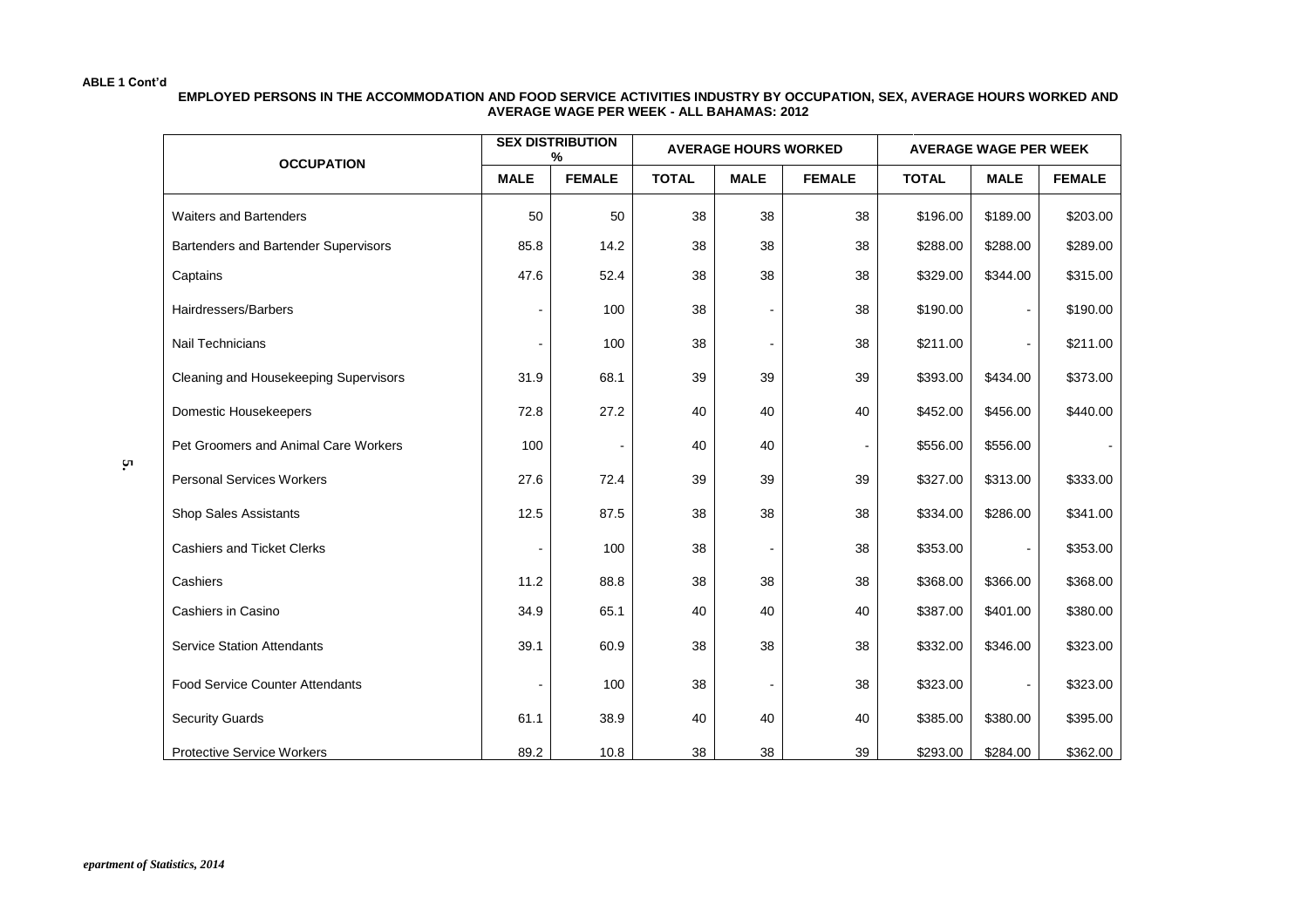ABLE 1 Cont'd

**EMPLOYED PERSONS IN THE ACCOMMODATION AND FOOD SERVICE ACTIVITIES INDUSTRY BY OCCUPATION, SEX, AVERAGE HOURS WORKED AND AVERAGE WAGE PER WEEK - ALL BAHAMAS: 2012**

| OCCUPATION | SEX DISTRIBUTION % | | AVERAGE HOURS WORKED | | | AVERAGE WAGE PER WEEK | | |
|---|---|---|---|---|---|---|---|---|
| | MALE | FEMALE | TOTAL | MALE | FEMALE | TOTAL | MALE | FEMALE |
| Waiters and Bartenders | 50 | 50 | 38 | 38 | 38 | $196.00 | $189.00 | $203.00 |
| Bartenders and Bartender Supervisors | 85.8 | 14.2 | 38 | 38 | 38 | $288.00 | $288.00 | $289.00 |
| Captains | 47.6 | 52.4 | 38 | 38 | 38 | $329.00 | $344.00 | $315.00 |
| Hairdressers/Barbers | - | 100 | 38 | - | 38 | $190.00 | - | $190.00 |
| Nail Technicians | - | 100 | 38 | - | 38 | $211.00 | - | $211.00 |
| Cleaning and Housekeeping Supervisors | 31.9 | 68.1 | 39 | 39 | 39 | $393.00 | $434.00 | $373.00 |
| Domestic Housekeepers | 72.8 | 27.2 | 40 | 40 | 40 | $452.00 | $456.00 | $440.00 |
| Pet Groomers and Animal Care Workers | 100 | - | 40 | 40 | - | $556.00 | $556.00 | - |
| Personal Services Workers | 27.6 | 72.4 | 39 | 39 | 39 | $327.00 | $313.00 | $333.00 |
| Shop Sales Assistants | 12.5 | 87.5 | 38 | 38 | 38 | $334.00 | $286.00 | $341.00 |
| Cashiers and Ticket Clerks | - | 100 | 38 | - | 38 | $353.00 | - | $353.00 |
| Cashiers | 11.2 | 88.8 | 38 | 38 | 38 | $368.00 | $366.00 | $368.00 |
| Cashiers in Casino | 34.9 | 65.1 | 40 | 40 | 40 | $387.00 | $401.00 | $380.00 |
| Service Station Attendants | 39.1 | 60.9 | 38 | 38 | 38 | $332.00 | $346.00 | $323.00 |
| Food Service Counter Attendants | - | 100 | 38 | - | 38 | $323.00 | - | $323.00 |
| Security Guards | 61.1 | 38.9 | 40 | 40 | 40 | $385.00 | $380.00 | $395.00 |
| Protective Service Workers | 89.2 | 10.8 | 38 | 38 | 39 | $293.00 | $284.00 | $362.00 |

*epartment of Statistics, 2014*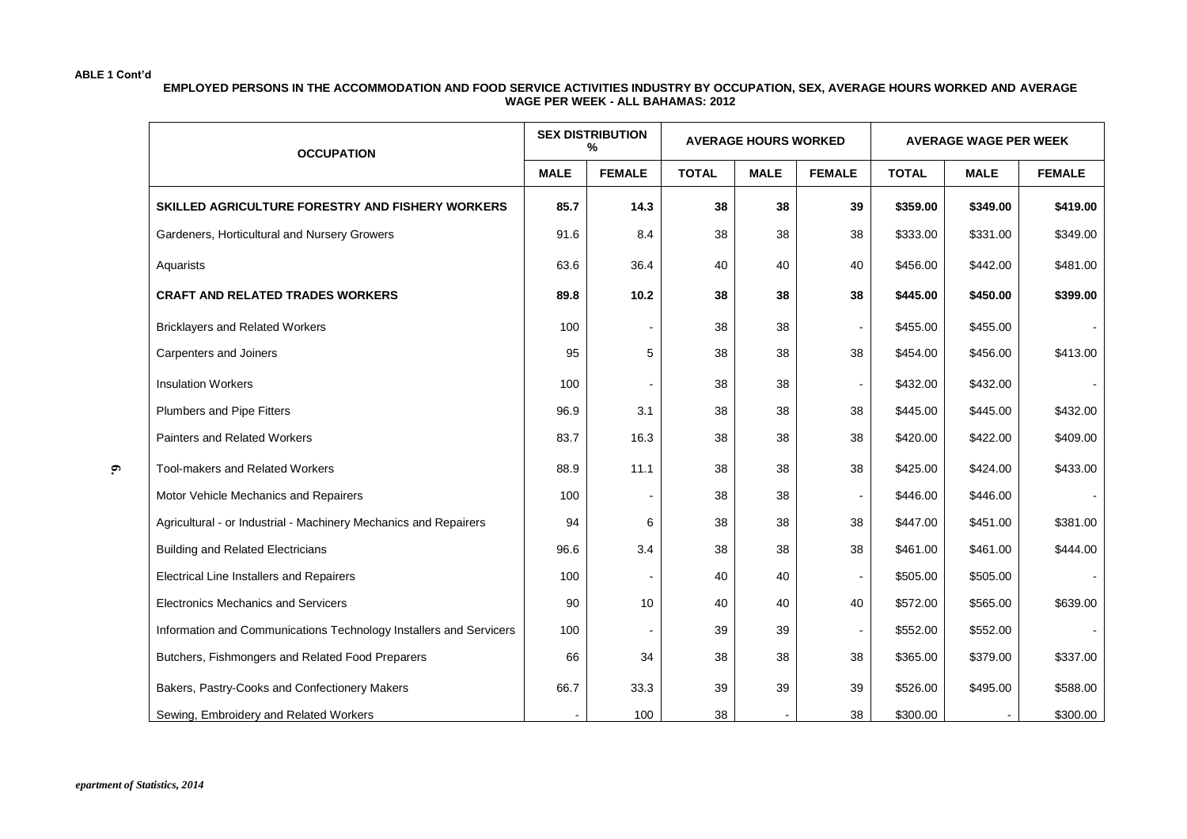ABLE 1 Cont'd

**EMPLOYED PERSONS IN THE ACCOMMODATION AND FOOD SERVICE ACTIVITIES INDUSTRY BY OCCUPATION, SEX, AVERAGE HOURS WORKED AND AVERAGE WAGE PER WEEK - ALL BAHAMAS: 2012**

| OCCUPATION | SEX DISTRIBUTION % | | AVERAGE HOURS WORKED | | | AVERAGE WAGE PER WEEK | | |
|---|---|---|---|---|---|---|---|---|
| | MALE | FEMALE | TOTAL | MALE | FEMALE | TOTAL | MALE | FEMALE |
| **SKILLED AGRICULTURE FORESTRY AND FISHERY WORKERS** | **85.7** | **14.3** | **38** | **38** | **39** | **$359.00** | **$349.00** | **$419.00** |
| Gardeners, Horticultural and Nursery Growers | 91.6 | 8.4 | 38 | 38 | 38 | $333.00 | $331.00 | $349.00 |
| Aquarists | 63.6 | 36.4 | 40 | 40 | 40 | $456.00 | $442.00 | $481.00 |
| **CRAFT AND RELATED TRADES WORKERS** | **89.8** | **10.2** | **38** | **38** | **38** | **$445.00** | **$450.00** | **$399.00** |
| Bricklayers and Related Workers | 100 | - | 38 | 38 | - | $455.00 | $455.00 | - |
| Carpenters and Joiners | 95 | 5 | 38 | 38 | 38 | $454.00 | $456.00 | $413.00 |
| Insulation Workers | 100 | - | 38 | 38 | - | $432.00 | $432.00 | - |
| Plumbers and Pipe Fitters | 96.9 | 3.1 | 38 | 38 | 38 | $445.00 | $445.00 | $432.00 |
| Painters and Related Workers | 83.7 | 16.3 | 38 | 38 | 38 | $420.00 | $422.00 | $409.00 |
| Tool-makers and Related Workers | 88.9 | 11.1 | 38 | 38 | 38 | $425.00 | $424.00 | $433.00 |
| Motor Vehicle Mechanics and Repairers | 100 | - | 38 | 38 | - | $446.00 | $446.00 | - |
| Agricultural - or Industrial - Machinery Mechanics and Repairers | 94 | 6 | 38 | 38 | 38 | $447.00 | $451.00 | $381.00 |
| Building and Related Electricians | 96.6 | 3.4 | 38 | 38 | 38 | $461.00 | $461.00 | $444.00 |
| Electrical Line Installers and Repairers | 100 | - | 40 | 40 | - | $505.00 | $505.00 | - |
| Electronics Mechanics and Servicers | 90 | 10 | 40 | 40 | 40 | $572.00 | $565.00 | $639.00 |
| Information and Communications Technology Installers and Servicers | 100 | - | 39 | 39 | - | $552.00 | $552.00 | - |
| Butchers, Fishmongers and Related Food Preparers | 66 | 34 | 38 | 38 | 38 | $365.00 | $379.00 | $337.00 |
| Bakers, Pastry-Cooks and Confectionery Makers | 66.7 | 33.3 | 39 | 39 | 39 | $526.00 | $495.00 | $588.00 |
| Sewing, Embroidery and Related Workers | - | 100 | 38 | - | 38 | $300.00 | - | $300.00 |

*epartment of Statistics, 2014*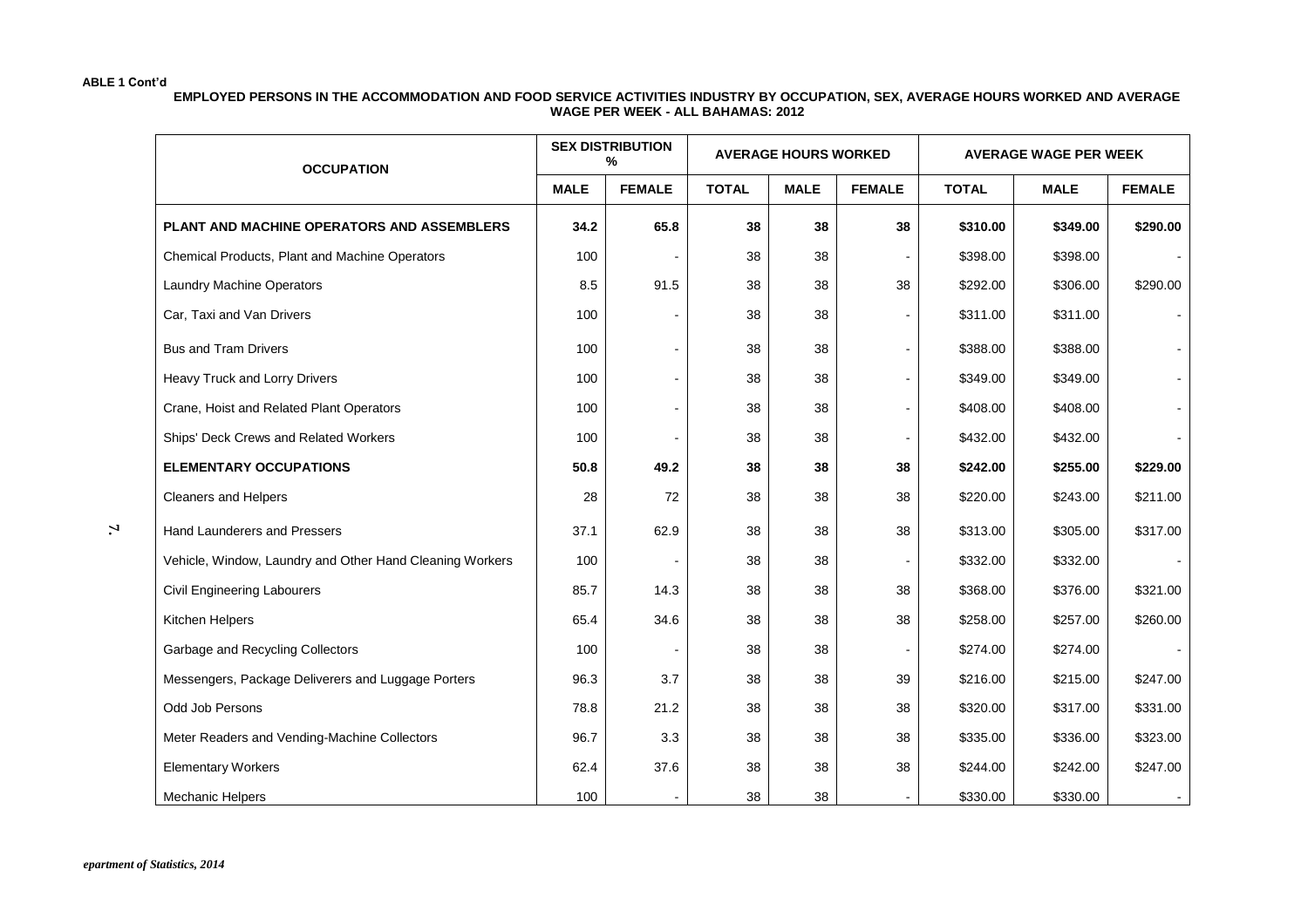**ABLE 1 Cont'd**

**EMPLOYED PERSONS IN THE ACCOMMODATION AND FOOD SERVICE ACTIVITIES INDUSTRY BY OCCUPATION, SEX, AVERAGE HOURS WORKED AND AVERAGE WAGE PER WEEK - ALL BAHAMAS: 2012**

| OCCUPATION | SEX DISTRIBUTION % | | AVERAGE HOURS WORKED | | | AVERAGE WAGE PER WEEK | | |
|---|---|---|---|---|---|---|---|---|
| | MALE | FEMALE | TOTAL | MALE | FEMALE | TOTAL | MALE | FEMALE |
| **PLANT AND MACHINE OPERATORS AND ASSEMBLERS** | **34.2** | **65.8** | **38** | **38** | **38** | **$310.00** | **$349.00** | **$290.00** |
| Chemical Products, Plant and Machine Operators | 100 | - | 38 | 38 | - | $398.00 | $398.00 | - |
| Laundry Machine Operators | 8.5 | 91.5 | 38 | 38 | 38 | $292.00 | $306.00 | $290.00 |
| Car, Taxi and Van Drivers | 100 | - | 38 | 38 | - | $311.00 | $311.00 | - |
| Bus and Tram Drivers | 100 | - | 38 | 38 | - | $388.00 | $388.00 | - |
| Heavy Truck and Lorry Drivers | 100 | - | 38 | 38 | - | $349.00 | $349.00 | - |
| Crane, Hoist and Related Plant Operators | 100 | - | 38 | 38 | - | $408.00 | $408.00 | - |
| Ships' Deck Crews and Related Workers | 100 | - | 38 | 38 | - | $432.00 | $432.00 | - |
| **ELEMENTARY OCCUPATIONS** | **50.8** | **49.2** | **38** | **38** | **38** | **$242.00** | **$255.00** | **$229.00** |
| Cleaners and Helpers | 28 | 72 | 38 | 38 | 38 | $220.00 | $243.00 | $211.00 |
| Hand Launderers and Pressers | 37.1 | 62.9 | 38 | 38 | 38 | $313.00 | $305.00 | $317.00 |
| Vehicle, Window, Laundry and Other Hand Cleaning Workers | 100 | - | 38 | 38 | - | $332.00 | $332.00 | - |
| Civil Engineering Labourers | 85.7 | 14.3 | 38 | 38 | 38 | $368.00 | $376.00 | $321.00 |
| Kitchen Helpers | 65.4 | 34.6 | 38 | 38 | 38 | $258.00 | $257.00 | $260.00 |
| Garbage and Recycling Collectors | 100 | - | 38 | 38 | - | $274.00 | $274.00 | - |
| Messengers, Package Deliverers and Luggage Porters | 96.3 | 3.7 | 38 | 38 | 39 | $216.00 | $215.00 | $247.00 |
| Odd Job Persons | 78.8 | 21.2 | 38 | 38 | 38 | $320.00 | $317.00 | $331.00 |
| Meter Readers and Vending-Machine Collectors | 96.7 | 3.3 | 38 | 38 | 38 | $335.00 | $336.00 | $323.00 |
| Elementary Workers | 62.4 | 37.6 | 38 | 38 | 38 | $244.00 | $242.00 | $247.00 |
| Mechanic Helpers | 100 | - | 38 | 38 | - | $330.00 | $330.00 | - |

*epartment of Statistics, 2014*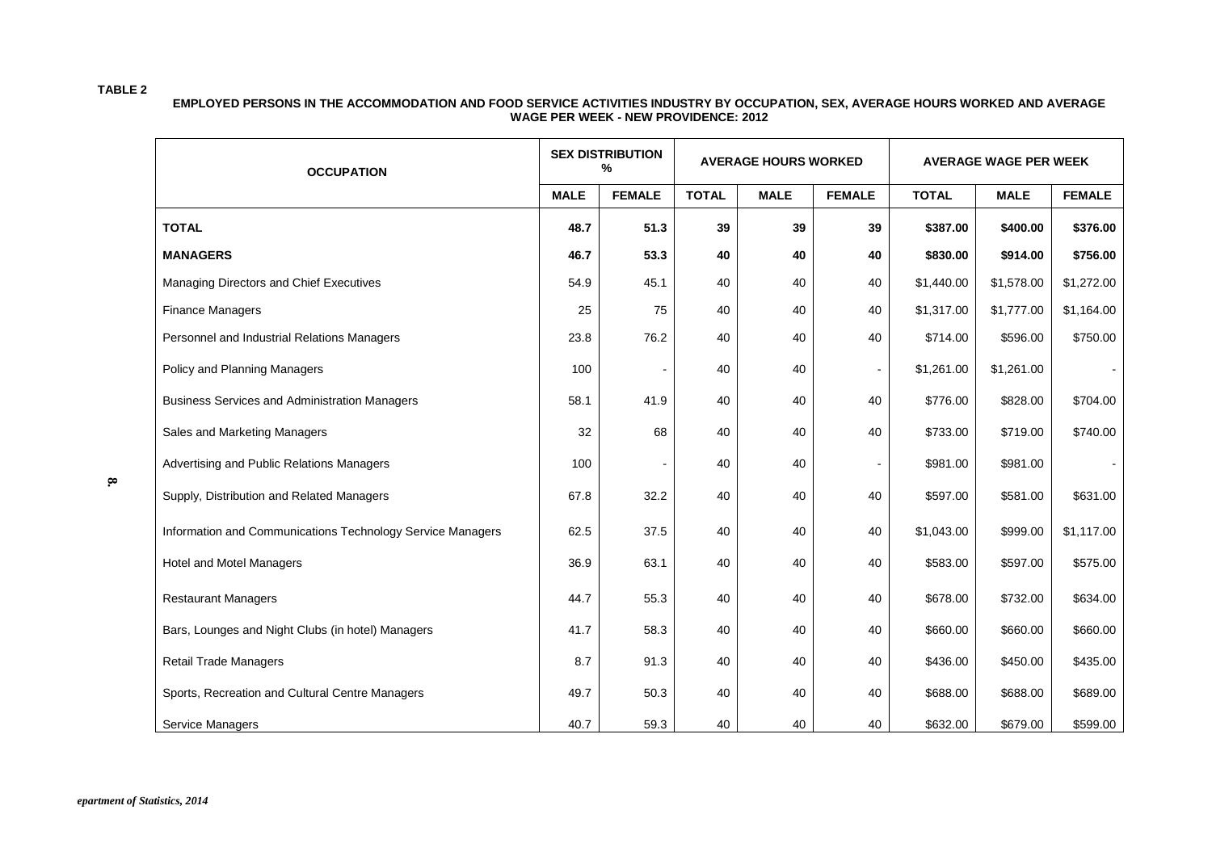**TABLE 2**

**EMPLOYED PERSONS IN THE ACCOMMODATION AND FOOD SERVICE ACTIVITIES INDUSTRY BY OCCUPATION, SEX, AVERAGE HOURS WORKED AND AVERAGE WAGE PER WEEK - NEW PROVIDENCE: 2012**

| OCCUPATION | SEX DISTRIBUTION % | | AVERAGE HOURS WORKED | | | AVERAGE WAGE PER WEEK | | |
|---|---|---|---|---|---|---|---|---|
| | MALE | FEMALE | TOTAL | MALE | FEMALE | TOTAL | MALE | FEMALE |
| **TOTAL** | **48.7** | **51.3** | **39** | **39** | **39** | **$387.00** | **$400.00** | **$376.00** |
| **MANAGERS** | **46.7** | **53.3** | **40** | **40** | **40** | **$830.00** | **$914.00** | **$756.00** |
| Managing Directors and Chief Executives | 54.9 | 45.1 | 40 | 40 | 40 | $1,440.00 | $1,578.00 | $1,272.00 |
| Finance Managers | 25 | 75 | 40 | 40 | 40 | $1,317.00 | $1,777.00 | $1,164.00 |
| Personnel and Industrial Relations Managers | 23.8 | 76.2 | 40 | 40 | 40 | $714.00 | $596.00 | $750.00 |
| Policy and Planning Managers | 100 | - | 40 | 40 | - | $1,261.00 | $1,261.00 | - |
| Business Services and Administration Managers | 58.1 | 41.9 | 40 | 40 | 40 | $776.00 | $828.00 | $704.00 |
| Sales and Marketing Managers | 32 | 68 | 40 | 40 | 40 | $733.00 | $719.00 | $740.00 |
| Advertising and Public Relations Managers | 100 | - | 40 | 40 | - | $981.00 | $981.00 | - |
| Supply, Distribution and Related Managers | 67.8 | 32.2 | 40 | 40 | 40 | $597.00 | $581.00 | $631.00 |
| Information and Communications Technology Service Managers | 62.5 | 37.5 | 40 | 40 | 40 | $1,043.00 | $999.00 | $1,117.00 |
| Hotel and Motel Managers | 36.9 | 63.1 | 40 | 40 | 40 | $583.00 | $597.00 | $575.00 |
| Restaurant Managers | 44.7 | 55.3 | 40 | 40 | 40 | $678.00 | $732.00 | $634.00 |
| Bars, Lounges and Night Clubs (in hotel) Managers | 41.7 | 58.3 | 40 | 40 | 40 | $660.00 | $660.00 | $660.00 |
| Retail Trade Managers | 8.7 | 91.3 | 40 | 40 | 40 | $436.00 | $450.00 | $435.00 |
| Sports, Recreation and Cultural Centre Managers | 49.7 | 50.3 | 40 | 40 | 40 | $688.00 | $688.00 | $689.00 |
| Service Managers | 40.7 | 59.3 | 40 | 40 | 40 | $632.00 | $679.00 | $599.00 |

*epartment of Statistics, 2014*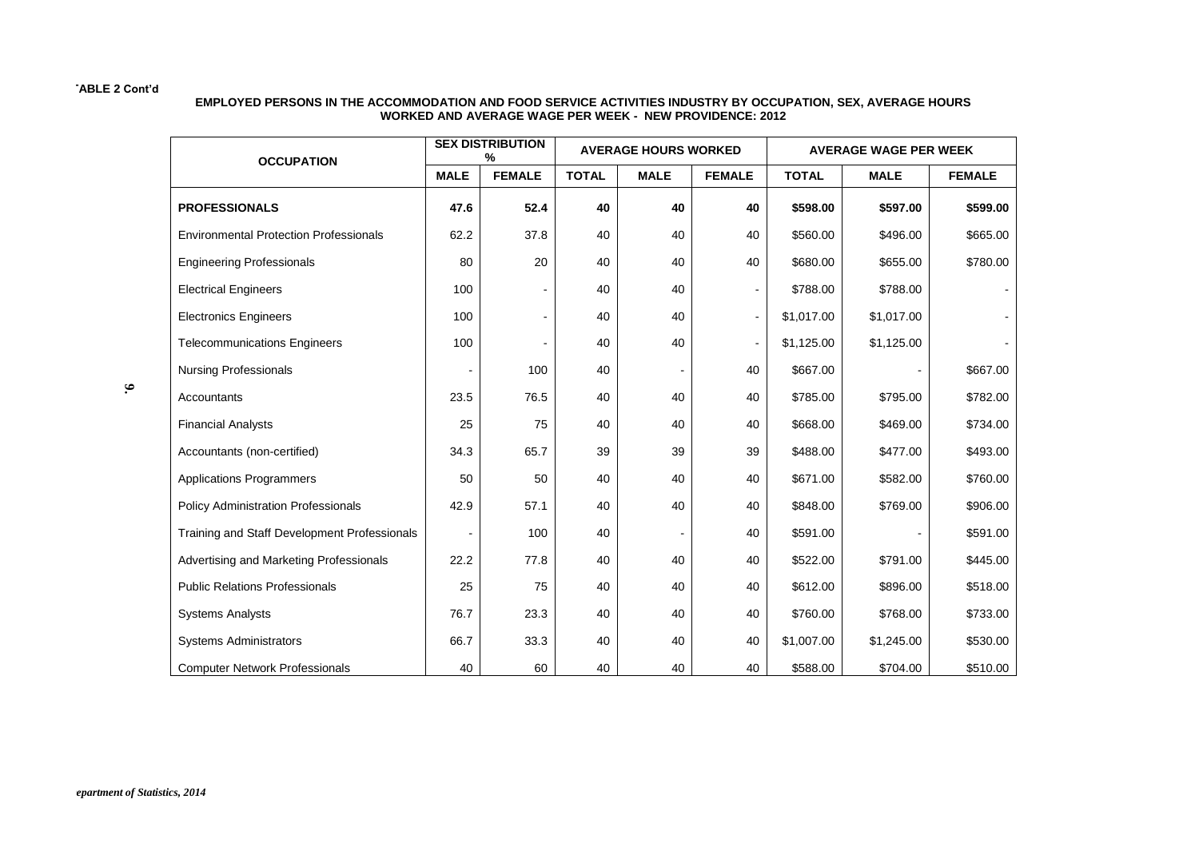TABLE 2 Cont'd

**EMPLOYED PERSONS IN THE ACCOMMODATION AND FOOD SERVICE ACTIVITIES INDUSTRY BY OCCUPATION, SEX, AVERAGE HOURS WORKED AND AVERAGE WAGE PER WEEK - NEW PROVIDENCE: 2012**

| OCCUPATION | SEX DISTRIBUTION % | | AVERAGE HOURS WORKED | | | AVERAGE WAGE PER WEEK | | |
|---|---|---|---|---|---|---|---|---|
| | MALE | FEMALE | TOTAL | MALE | FEMALE | TOTAL | MALE | FEMALE |
| **PROFESSIONALS** | **47.6** | **52.4** | **40** | **40** | **40** | **$598.00** | **$597.00** | **$599.00** |
| Environmental Protection Professionals | 62.2 | 37.8 | 40 | 40 | 40 | $560.00 | $496.00 | $665.00 |
| Engineering Professionals | 80 | 20 | 40 | 40 | 40 | $680.00 | $655.00 | $780.00 |
| Electrical Engineers | 100 | - | 40 | 40 | - | $788.00 | $788.00 | - |
| Electronics Engineers | 100 | - | 40 | 40 | - | $1,017.00 | $1,017.00 | - |
| Telecommunications Engineers | 100 | - | 40 | 40 | - | $1,125.00 | $1,125.00 | - |
| Nursing Professionals | - | 100 | 40 | - | 40 | $667.00 | - | $667.00 |
| Accountants | 23.5 | 76.5 | 40 | 40 | 40 | $785.00 | $795.00 | $782.00 |
| Financial Analysts | 25 | 75 | 40 | 40 | 40 | $668.00 | $469.00 | $734.00 |
| Accountants (non-certified) | 34.3 | 65.7 | 39 | 39 | 39 | $488.00 | $477.00 | $493.00 |
| Applications Programmers | 50 | 50 | 40 | 40 | 40 | $671.00 | $582.00 | $760.00 |
| Policy Administration Professionals | 42.9 | 57.1 | 40 | 40 | 40 | $848.00 | $769.00 | $906.00 |
| Training and Staff Development Professionals | - | 100 | 40 | - | 40 | $591.00 | - | $591.00 |
| Advertising and Marketing Professionals | 22.2 | 77.8 | 40 | 40 | 40 | $522.00 | $791.00 | $445.00 |
| Public Relations Professionals | 25 | 75 | 40 | 40 | 40 | $612.00 | $896.00 | $518.00 |
| Systems Analysts | 76.7 | 23.3 | 40 | 40 | 40 | $760.00 | $768.00 | $733.00 |
| Systems Administrators | 66.7 | 33.3 | 40 | 40 | 40 | $1,007.00 | $1,245.00 | $530.00 |
| Computer Network Professionals | 40 | 60 | 40 | 40 | 40 | $588.00 | $704.00 | $510.00 |

*epartment of Statistics, 2014*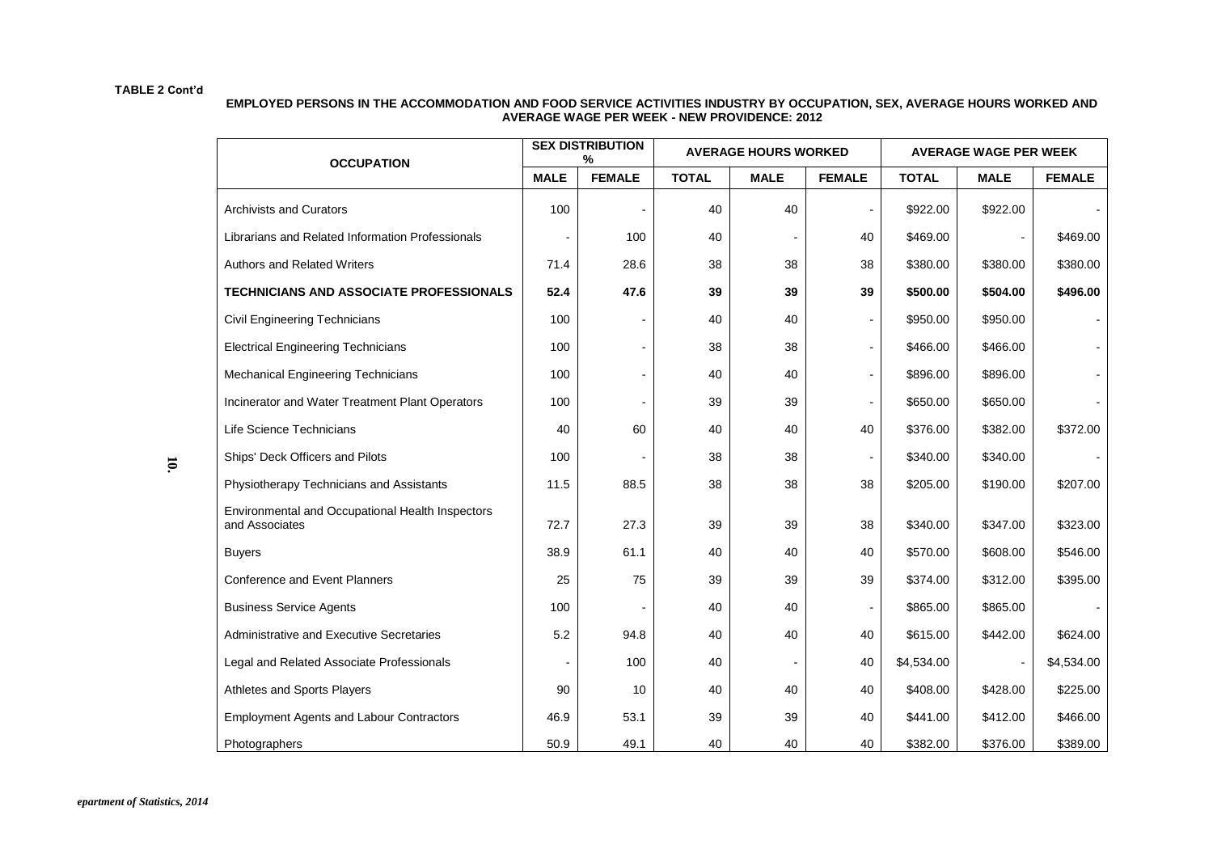**TABLE 2 Cont'd**

**EMPLOYED PERSONS IN THE ACCOMMODATION AND FOOD SERVICE ACTIVITIES INDUSTRY BY OCCUPATION, SEX, AVERAGE HOURS WORKED AND AVERAGE WAGE PER WEEK - NEW PROVIDENCE: 2012**

| OCCUPATION | SEX DISTRIBUTION % | | AVERAGE HOURS WORKED | | | AVERAGE WAGE PER WEEK | | |
|---|---|---|---|---|---|---|---|---|
| | MALE | FEMALE | TOTAL | MALE | FEMALE | TOTAL | MALE | FEMALE |
| Archivists and Curators | 100 | - | 40 | 40 | - | $922.00 | $922.00 | - |
| Librarians and Related Information Professionals | - | 100 | 40 | - | 40 | $469.00 | - | $469.00 |
| Authors and Related Writers | 71.4 | 28.6 | 38 | 38 | 38 | $380.00 | $380.00 | $380.00 |
| **TECHNICIANS AND ASSOCIATE PROFESSIONALS** | **52.4** | **47.6** | **39** | **39** | **39** | **$500.00** | **$504.00** | **$496.00** |
| Civil Engineering Technicians | 100 | - | 40 | 40 | - | $950.00 | $950.00 | - |
| Electrical Engineering Technicians | 100 | - | 38 | 38 | - | $466.00 | $466.00 | - |
| Mechanical Engineering Technicians | 100 | - | 40 | 40 | - | $896.00 | $896.00 | - |
| Incinerator and Water Treatment Plant Operators | 100 | - | 39 | 39 | - | $650.00 | $650.00 | - |
| Life Science Technicians | 40 | 60 | 40 | 40 | 40 | $376.00 | $382.00 | $372.00 |
| Ships' Deck Officers and Pilots | 100 | - | 38 | 38 | - | $340.00 | $340.00 | - |
| Physiotherapy Technicians and Assistants | 11.5 | 88.5 | 38 | 38 | 38 | $205.00 | $190.00 | $207.00 |
| Environmental and Occupational Health Inspectors and Associates | 72.7 | 27.3 | 39 | 39 | 38 | $340.00 | $347.00 | $323.00 |
| Buyers | 38.9 | 61.1 | 40 | 40 | 40 | $570.00 | $608.00 | $546.00 |
| Conference and Event Planners | 25 | 75 | 39 | 39 | 39 | $374.00 | $312.00 | $395.00 |
| Business Service Agents | 100 | - | 40 | 40 | - | $865.00 | $865.00 | - |
| Administrative and Executive Secretaries | 5.2 | 94.8 | 40 | 40 | 40 | $615.00 | $442.00 | $624.00 |
| Legal and Related Associate Professionals | - | 100 | 40 | - | 40 | $4,534.00 | - | $4,534.00 |
| Athletes and Sports Players | 90 | 10 | 40 | 40 | 40 | $408.00 | $428.00 | $225.00 |
| Employment Agents and Labour Contractors | 46.9 | 53.1 | 39 | 39 | 40 | $441.00 | $412.00 | $466.00 |
| Photographers | 50.9 | 49.1 | 40 | 40 | 40 | $382.00 | $376.00 | $389.00 |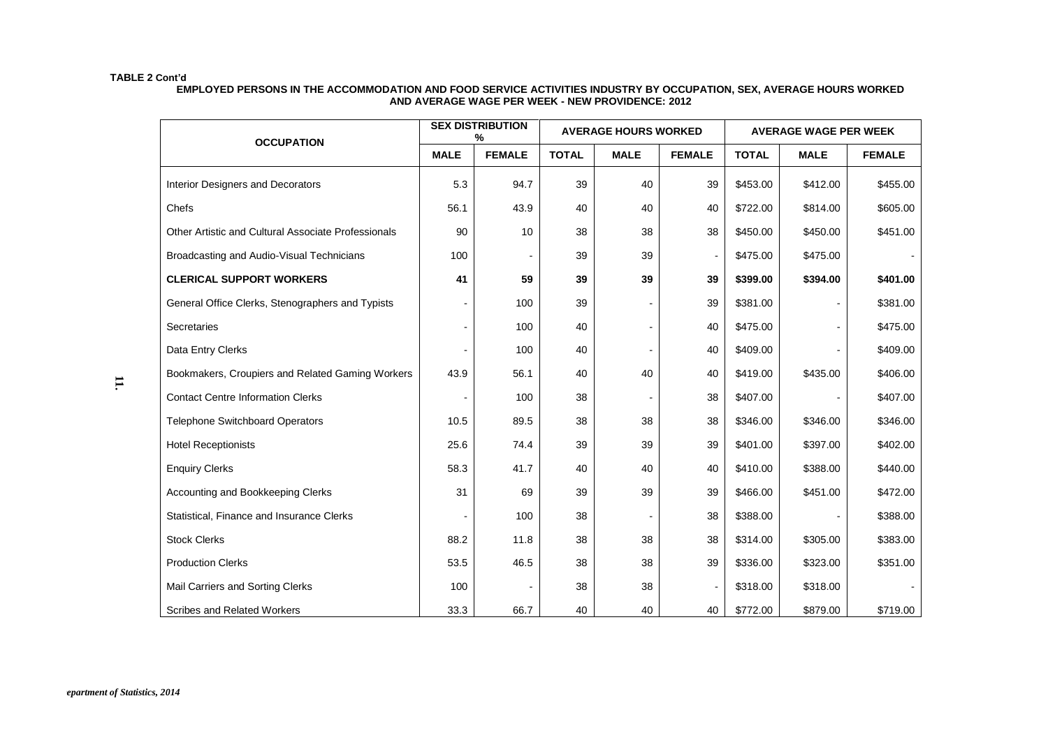**TABLE 2 Cont'd**

**EMPLOYED PERSONS IN THE ACCOMMODATION AND FOOD SERVICE ACTIVITIES INDUSTRY BY OCCUPATION, SEX, AVERAGE HOURS WORKED AND AVERAGE WAGE PER WEEK - NEW PROVIDENCE: 2012**

| OCCUPATION | SEX DISTRIBUTION % | | AVERAGE HOURS WORKED | | | AVERAGE WAGE PER WEEK | | |
|---|---|---|---|---|---|---|---|---|
| | MALE | FEMALE | TOTAL | MALE | FEMALE | TOTAL | MALE | FEMALE |
| Interior Designers and Decorators | 5.3 | 94.7 | 39 | 40 | 39 | $453.00 | $412.00 | $455.00 |
| Chefs | 56.1 | 43.9 | 40 | 40 | 40 | $722.00 | $814.00 | $605.00 |
| Other Artistic and Cultural Associate Professionals | 90 | 10 | 38 | 38 | 38 | $450.00 | $450.00 | $451.00 |
| Broadcasting and Audio-Visual Technicians | 100 | - | 39 | 39 | - | $475.00 | $475.00 | - |
| **CLERICAL SUPPORT WORKERS** | **41** | **59** | **39** | **39** | **39** | **$399.00** | **$394.00** | **$401.00** |
| General Office Clerks, Stenographers and Typists | - | 100 | 39 | - | 39 | $381.00 | - | $381.00 |
| Secretaries | - | 100 | 40 | - | 40 | $475.00 | - | $475.00 |
| Data Entry Clerks | - | 100 | 40 | - | 40 | $409.00 | - | $409.00 |
| Bookmakers, Croupiers and Related Gaming Workers | 43.9 | 56.1 | 40 | 40 | 40 | $419.00 | $435.00 | $406.00 |
| Contact Centre Information Clerks | - | 100 | 38 | - | 38 | $407.00 | - | $407.00 |
| Telephone Switchboard Operators | 10.5 | 89.5 | 38 | 38 | 38 | $346.00 | $346.00 | $346.00 |
| Hotel Receptionists | 25.6 | 74.4 | 39 | 39 | 39 | $401.00 | $397.00 | $402.00 |
| Enquiry Clerks | 58.3 | 41.7 | 40 | 40 | 40 | $410.00 | $388.00 | $440.00 |
| Accounting and Bookkeeping Clerks | 31 | 69 | 39 | 39 | 39 | $466.00 | $451.00 | $472.00 |
| Statistical, Finance and Insurance Clerks | - | 100 | 38 | - | 38 | $388.00 | - | $388.00 |
| Stock Clerks | 88.2 | 11.8 | 38 | 38 | 38 | $314.00 | $305.00 | $383.00 |
| Production Clerks | 53.5 | 46.5 | 38 | 38 | 39 | $336.00 | $323.00 | $351.00 |
| Mail Carriers and Sorting Clerks | 100 | - | 38 | 38 | - | $318.00 | $318.00 | - |
| Scribes and Related Workers | 33.3 | 66.7 | 40 | 40 | 40 | $772.00 | $879.00 | $719.00 |

*epartment of Statistics, 2014*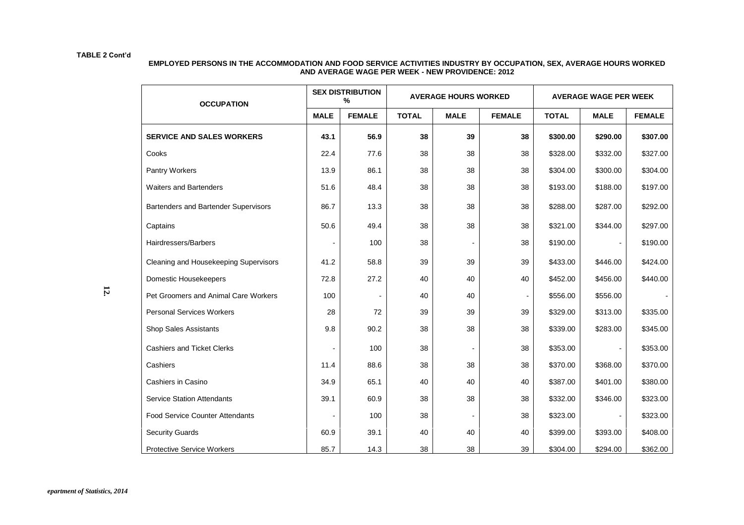**TABLE 2 Cont'd**

**EMPLOYED PERSONS IN THE ACCOMMODATION AND FOOD SERVICE ACTIVITIES INDUSTRY BY OCCUPATION, SEX, AVERAGE HOURS WORKED AND AVERAGE WAGE PER WEEK - NEW PROVIDENCE: 2012**

| OCCUPATION | SEX DISTRIBUTION % | | AVERAGE HOURS WORKED | | | AVERAGE WAGE PER WEEK | | |
|---|---|---|---|---|---|---|---|---|
| | MALE | FEMALE | TOTAL | MALE | FEMALE | TOTAL | MALE | FEMALE |
| **SERVICE AND SALES WORKERS** | **43.1** | **56.9** | **38** | **39** | **38** | **$300.00** | **$290.00** | **$307.00** |
| Cooks | 22.4 | 77.6 | 38 | 38 | 38 | $328.00 | $332.00 | $327.00 |
| Pantry Workers | 13.9 | 86.1 | 38 | 38 | 38 | $304.00 | $300.00 | $304.00 |
| Waiters and Bartenders | 51.6 | 48.4 | 38 | 38 | 38 | $193.00 | $188.00 | $197.00 |
| Bartenders and Bartender Supervisors | 86.7 | 13.3 | 38 | 38 | 38 | $288.00 | $287.00 | $292.00 |
| Captains | 50.6 | 49.4 | 38 | 38 | 38 | $321.00 | $344.00 | $297.00 |
| Hairdressers/Barbers | - | 100 | 38 | - | 38 | $190.00 | - | $190.00 |
| Cleaning and Housekeeping Supervisors | 41.2 | 58.8 | 39 | 39 | 39 | $433.00 | $446.00 | $424.00 |
| Domestic Housekeepers | 72.8 | 27.2 | 40 | 40 | 40 | $452.00 | $456.00 | $440.00 |
| Pet Groomers and Animal Care Workers | 100 | - | 40 | 40 | - | $556.00 | $556.00 | - |
| Personal Services Workers | 28 | 72 | 39 | 39 | 39 | $329.00 | $313.00 | $335.00 |
| Shop Sales Assistants | 9.8 | 90.2 | 38 | 38 | 38 | $339.00 | $283.00 | $345.00 |
| Cashiers and Ticket Clerks | - | 100 | 38 | - | 38 | $353.00 | - | $353.00 |
| Cashiers | 11.4 | 88.6 | 38 | 38 | 38 | $370.00 | $368.00 | $370.00 |
| Cashiers in Casino | 34.9 | 65.1 | 40 | 40 | 40 | $387.00 | $401.00 | $380.00 |
| Service Station Attendants | 39.1 | 60.9 | 38 | 38 | 38 | $332.00 | $346.00 | $323.00 |
| Food Service Counter Attendants | - | 100 | 38 | - | 38 | $323.00 | - | $323.00 |
| Security Guards | 60.9 | 39.1 | 40 | 40 | 40 | $399.00 | $393.00 | $408.00 |
| Protective Service Workers | 85.7 | 14.3 | 38 | 38 | 39 | $304.00 | $294.00 | $362.00 |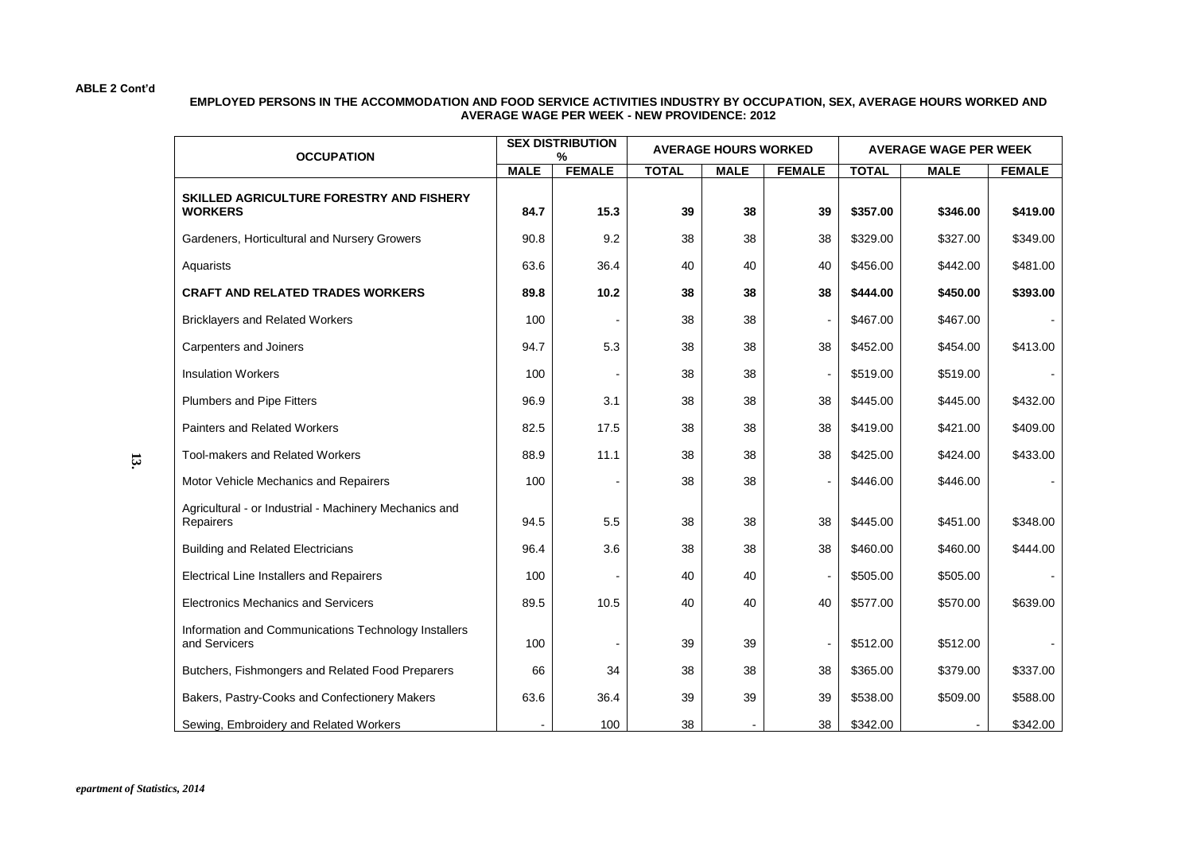ABLE 2 Cont'd

**EMPLOYED PERSONS IN THE ACCOMMODATION AND FOOD SERVICE ACTIVITIES INDUSTRY BY OCCUPATION, SEX, AVERAGE HOURS WORKED AND AVERAGE WAGE PER WEEK - NEW PROVIDENCE: 2012**

| OCCUPATION | SEX DISTRIBUTION % | | AVERAGE HOURS WORKED | | | AVERAGE WAGE PER WEEK | | |
|---|---|---|---|---|---|---|---|---|
| | MALE | FEMALE | TOTAL | MALE | FEMALE | TOTAL | MALE | FEMALE |
| **SKILLED AGRICULTURE FORESTRY AND FISHERY WORKERS** | **84.7** | **15.3** | **39** | **38** | **39** | **\$357.00** | **\$346.00** | **\$419.00** |
| Gardeners, Horticultural and Nursery Growers | 90.8 | 9.2 | 38 | 38 | 38 | \$329.00 | \$327.00 | \$349.00 |
| Aquarists | 63.6 | 36.4 | 40 | 40 | 40 | \$456.00 | \$442.00 | \$481.00 |
| **CRAFT AND RELATED TRADES WORKERS** | **89.8** | **10.2** | **38** | **38** | **38** | **\$444.00** | **\$450.00** | **\$393.00** |
| Bricklayers and Related Workers | 100 | - | 38 | 38 | - | \$467.00 | \$467.00 | - |
| Carpenters and Joiners | 94.7 | 5.3 | 38 | 38 | 38 | \$452.00 | \$454.00 | \$413.00 |
| Insulation Workers | 100 | - | 38 | 38 | - | \$519.00 | \$519.00 | - |
| Plumbers and Pipe Fitters | 96.9 | 3.1 | 38 | 38 | 38 | \$445.00 | \$445.00 | \$432.00 |
| Painters and Related Workers | 82.5 | 17.5 | 38 | 38 | 38 | \$419.00 | \$421.00 | \$409.00 |
| Tool-makers and Related Workers | 88.9 | 11.1 | 38 | 38 | 38 | \$425.00 | \$424.00 | \$433.00 |
| Motor Vehicle Mechanics and Repairers | 100 | - | 38 | 38 | - | \$446.00 | \$446.00 | - |
| Agricultural - or Industrial - Machinery Mechanics and Repairers | 94.5 | 5.5 | 38 | 38 | 38 | \$445.00 | \$451.00 | \$348.00 |
| Building and Related Electricians | 96.4 | 3.6 | 38 | 38 | 38 | \$460.00 | \$460.00 | \$444.00 |
| Electrical Line Installers and Repairers | 100 | - | 40 | 40 | - | \$505.00 | \$505.00 | - |
| Electronics Mechanics and Servicers | 89.5 | 10.5 | 40 | 40 | 40 | \$577.00 | \$570.00 | \$639.00 |
| Information and Communications Technology Installers and Servicers | 100 | - | 39 | 39 | - | \$512.00 | \$512.00 | - |
| Butchers, Fishmongers and Related Food Preparers | 66 | 34 | 38 | 38 | 38 | \$365.00 | \$379.00 | \$337.00 |
| Bakers, Pastry-Cooks and Confectionery Makers | 63.6 | 36.4 | 39 | 39 | 39 | \$538.00 | \$509.00 | \$588.00 |
| Sewing, Embroidery and Related Workers | - | 100 | 38 | - | 38 | \$342.00 | - | \$342.00 |

*epartment of Statistics, 2014*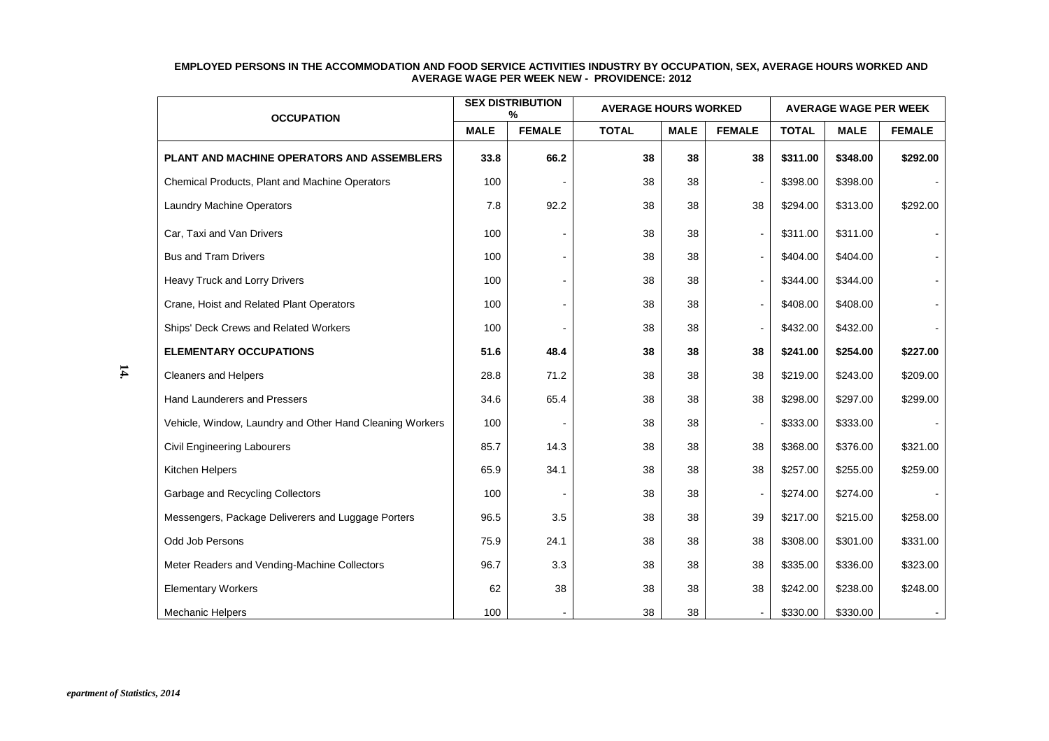**EMPLOYED PERSONS IN THE ACCOMMODATION AND FOOD SERVICE ACTIVITIES INDUSTRY BY OCCUPATION, SEX, AVERAGE HOURS WORKED AND AVERAGE WAGE PER WEEK NEW - PROVIDENCE: 2012**

| OCCUPATION | SEX DISTRIBUTION % | | AVERAGE HOURS WORKED | | | AVERAGE WAGE PER WEEK | | |
|---|---|---|---|---|---|---|---|---|
| | MALE | FEMALE | TOTAL | MALE | FEMALE | TOTAL | MALE | FEMALE |
| **PLANT AND MACHINE OPERATORS AND ASSEMBLERS** | **33.8** | **66.2** | **38** | **38** | **38** | **$311.00** | **$348.00** | **$292.00** |
| Chemical Products, Plant and Machine Operators | 100 | - | 38 | 38 | - | $398.00 | $398.00 | - |
| Laundry Machine Operators | 7.8 | 92.2 | 38 | 38 | 38 | $294.00 | $313.00 | $292.00 |
| Car, Taxi and Van Drivers | 100 | - | 38 | 38 | - | $311.00 | $311.00 | - |
| Bus and Tram Drivers | 100 | - | 38 | 38 | - | $404.00 | $404.00 | - |
| Heavy Truck and Lorry Drivers | 100 | - | 38 | 38 | - | $344.00 | $344.00 | - |
| Crane, Hoist and Related Plant Operators | 100 | - | 38 | 38 | - | $408.00 | $408.00 | - |
| Ships' Deck Crews and Related Workers | 100 | - | 38 | 38 | - | $432.00 | $432.00 | - |
| **ELEMENTARY OCCUPATIONS** | **51.6** | **48.4** | **38** | **38** | **38** | **$241.00** | **$254.00** | **$227.00** |
| Cleaners and Helpers | 28.8 | 71.2 | 38 | 38 | 38 | $219.00 | $243.00 | $209.00 |
| Hand Launderers and Pressers | 34.6 | 65.4 | 38 | 38 | 38 | $298.00 | $297.00 | $299.00 |
| Vehicle, Window, Laundry and Other Hand Cleaning Workers | 100 | - | 38 | 38 | - | $333.00 | $333.00 | - |
| Civil Engineering Labourers | 85.7 | 14.3 | 38 | 38 | 38 | $368.00 | $376.00 | $321.00 |
| Kitchen Helpers | 65.9 | 34.1 | 38 | 38 | 38 | $257.00 | $255.00 | $259.00 |
| Garbage and Recycling Collectors | 100 | - | 38 | 38 | - | $274.00 | $274.00 | - |
| Messengers, Package Deliverers and Luggage Porters | 96.5 | 3.5 | 38 | 38 | 39 | $217.00 | $215.00 | $258.00 |
| Odd Job Persons | 75.9 | 24.1 | 38 | 38 | 38 | $308.00 | $301.00 | $331.00 |
| Meter Readers and Vending-Machine Collectors | 96.7 | 3.3 | 38 | 38 | 38 | $335.00 | $336.00 | $323.00 |
| Elementary Workers | 62 | 38 | 38 | 38 | 38 | $242.00 | $238.00 | $248.00 |
| Mechanic Helpers | 100 | - | 38 | 38 | - | $330.00 | $330.00 | - |

*epartment of Statistics, 2014*